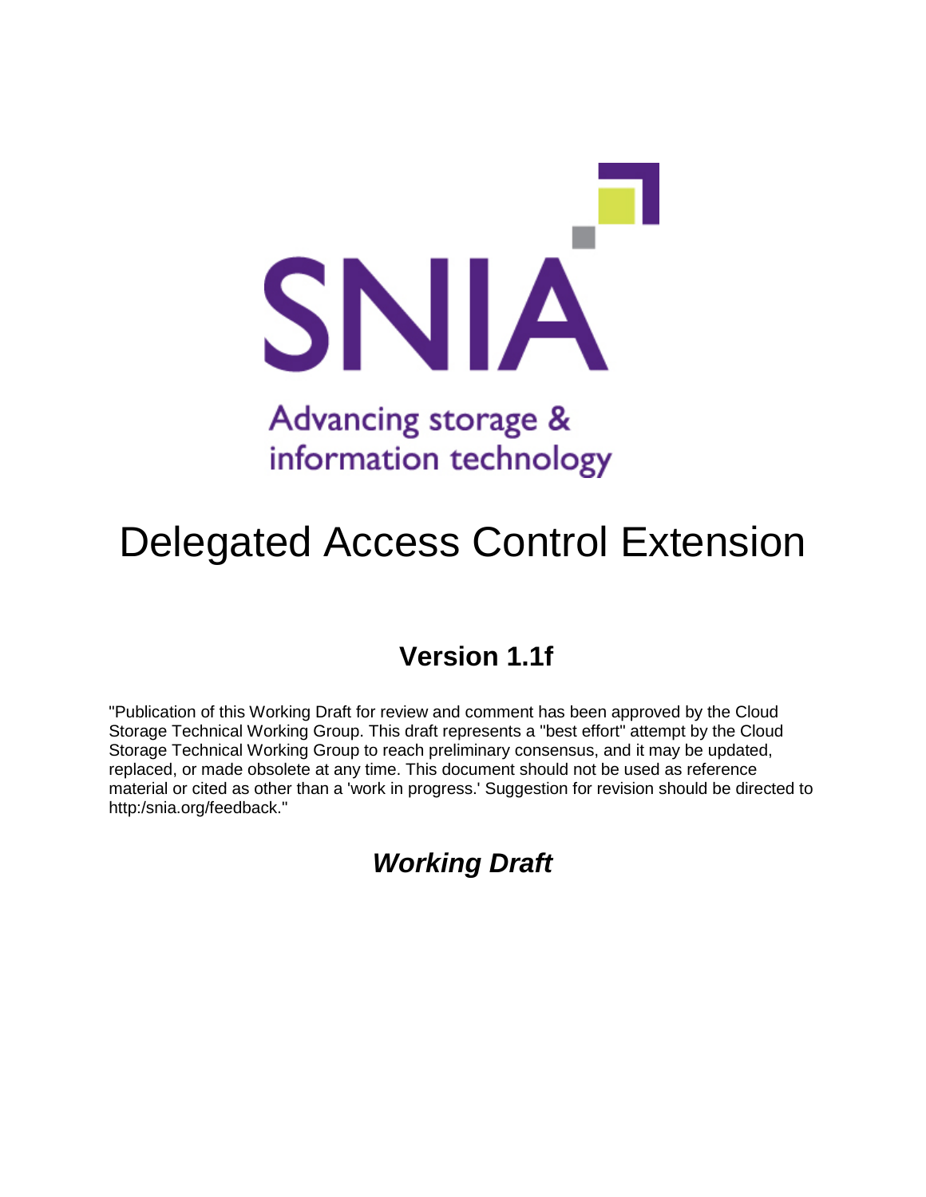SNIA

Advancing storage & information technology

# Delegated Access Control Extension

## Version 1.1f

"Publication of this Working Draft for review and comment has been approved by the Cloud Storage Technical Working Group. This draft represents a "best effort" attempt by the Cloud Storage Technical Working Group to reach preliminary consensus, and it may be updated, replaced, or made obsolete at any time. This document should not be used as reference material or cited as other than a 'work in progress.' Suggestion for revision should be directed to http:/snia.org/feedback."

## *Working Draft*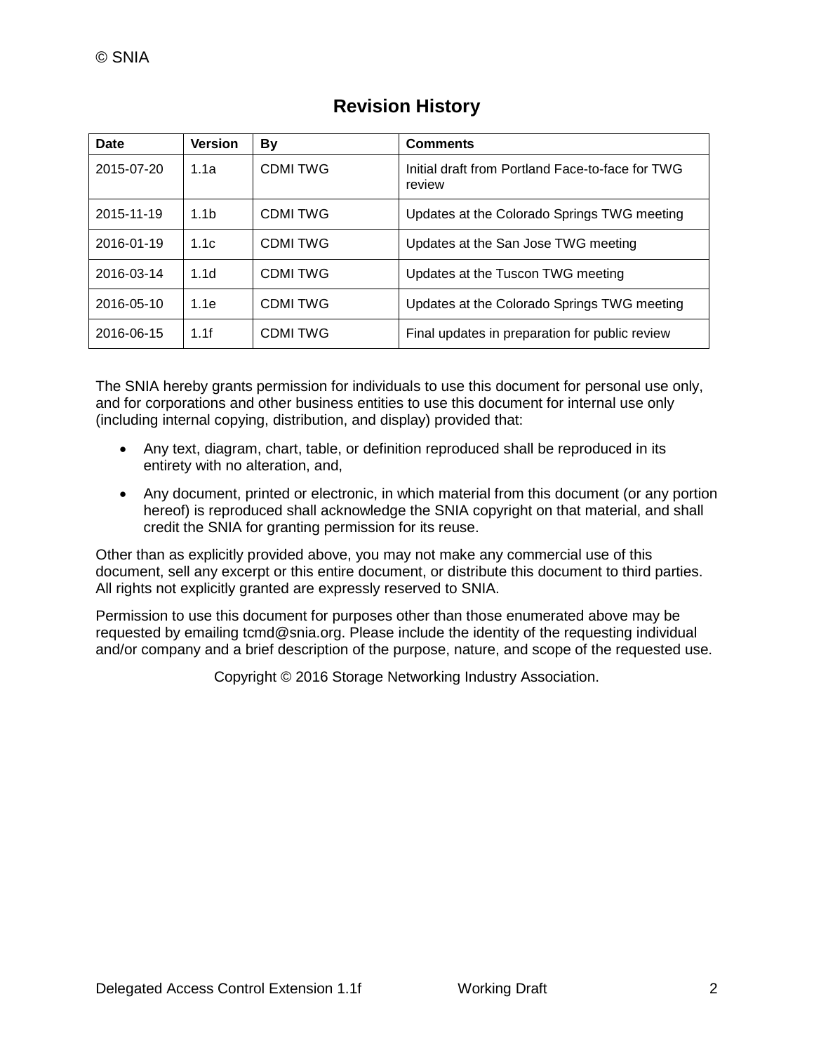## Revision History

| Date | Version | By | Comments |
|---|---|---|---|
| 2015-07-20 | 1.1a | CDMI TWG | Initial draft from Portland Face-to-face for TWG review |
| 2015-11-19 | 1.1b | CDMI TWG | Updates at the Colorado Springs TWG meeting |
| 2016-01-19 | 1.1c | CDMI TWG | Updates at the San Jose TWG meeting |
| 2016-03-14 | 1.1d | CDMI TWG | Updates at the Tuscon TWG meeting |
| 2016-05-10 | 1.1e | CDMI TWG | Updates at the Colorado Springs TWG meeting |
| 2016-06-15 | 1.1f | CDMI TWG | Final updates in preparation for public review |

The SNIA hereby grants permission for individuals to use this document for personal use only, and for corporations and other business entities to use this document for internal use only (including internal copying, distribution, and display) provided that:

- Any text, diagram, chart, table, or definition reproduced shall be reproduced in its entirety with no alteration, and,
- Any document, printed or electronic, in which material from this document (or any portion hereof) is reproduced shall acknowledge the SNIA copyright on that material, and shall credit the SNIA for granting permission for its reuse.

Other than as explicitly provided above, you may not make any commercial use of this document, sell any excerpt or this entire document, or distribute this document to third parties. All rights not explicitly granted are expressly reserved to SNIA.

Permission to use this document for purposes other than those enumerated above may be requested by emailing tcmd@snia.org. Please include the identity of the requesting individual and/or company and a brief description of the purpose, nature, and scope of the requested use.

Copyright © 2016 Storage Networking Industry Association.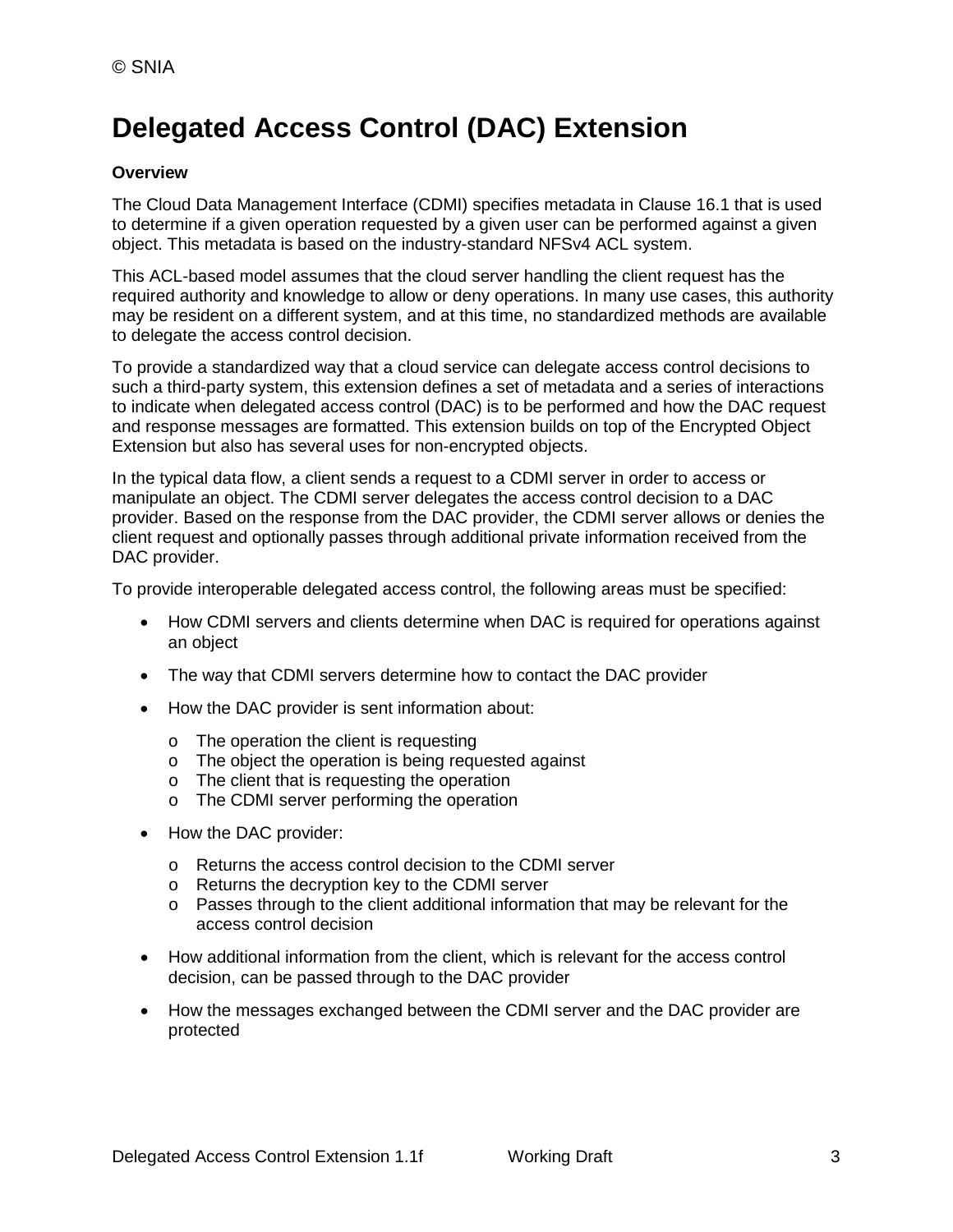# Delegated Access Control (DAC) Extension

**Overview**

The Cloud Data Management Interface (CDMI) specifies metadata in Clause 16.1 that is used to determine if a given operation requested by a given user can be performed against a given object. This metadata is based on the industry-standard NFSv4 ACL system.

This ACL-based model assumes that the cloud server handling the client request has the required authority and knowledge to allow or deny operations. In many use cases, this authority may be resident on a different system, and at this time, no standardized methods are available to delegate the access control decision.

To provide a standardized way that a cloud service can delegate access control decisions to such a third-party system, this extension defines a set of metadata and a series of interactions to indicate when delegated access control (DAC) is to be performed and how the DAC request and response messages are formatted. This extension builds on top of the Encrypted Object Extension but also has several uses for non-encrypted objects.

In the typical data flow, a client sends a request to a CDMI server in order to access or manipulate an object. The CDMI server delegates the access control decision to a DAC provider. Based on the response from the DAC provider, the CDMI server allows or denies the client request and optionally passes through additional private information received from the DAC provider.

To provide interoperable delegated access control, the following areas must be specified:

- How CDMI servers and clients determine when DAC is required for operations against an object
- The way that CDMI servers determine how to contact the DAC provider
- How the DAC provider is sent information about:
    - The operation the client is requesting
    - The object the operation is being requested against
    - The client that is requesting the operation
    - The CDMI server performing the operation
- How the DAC provider:
    - Returns the access control decision to the CDMI server
    - Returns the decryption key to the CDMI server
    - Passes through to the client additional information that may be relevant for the access control decision
- How additional information from the client, which is relevant for the access control decision, can be passed through to the DAC provider
- How the messages exchanged between the CDMI server and the DAC provider are protected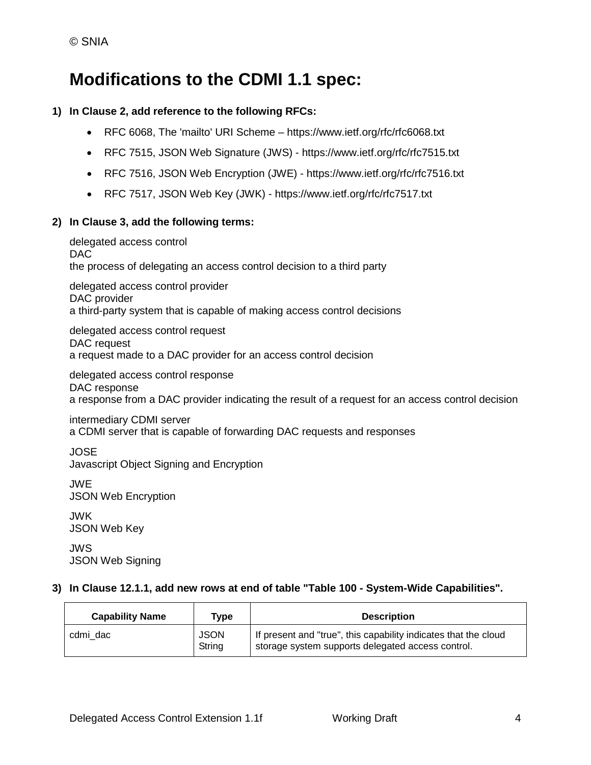# Modifications to the CDMI 1.1 spec:

**1) In Clause 2, add reference to the following RFCs:**

- RFC 6068, The 'mailto' URI Scheme – https://www.ietf.org/rfc/rfc6068.txt
- RFC 7515, JSON Web Signature (JWS) - https://www.ietf.org/rfc/rfc7515.txt
- RFC 7516, JSON Web Encryption (JWE) - https://www.ietf.org/rfc/rfc7516.txt
- RFC 7517, JSON Web Key (JWK) - https://www.ietf.org/rfc/rfc7517.txt

**2) In Clause 3, add the following terms:**

delegated access control
DAC
the process of delegating an access control decision to a third party

delegated access control provider
DAC provider
a third-party system that is capable of making access control decisions

delegated access control request
DAC request
a request made to a DAC provider for an access control decision

delegated access control response
DAC response
a response from a DAC provider indicating the result of a request for an access control decision

intermediary CDMI server
a CDMI server that is capable of forwarding DAC requests and responses

JOSE
Javascript Object Signing and Encryption

JWE
JSON Web Encryption

JWK
JSON Web Key

JWS
JSON Web Signing

**3) In Clause 12.1.1, add new rows at end of table "Table 100 - System-Wide Capabilities".**

| Capability Name | Type | Description |
|---|---|---|
| cdmi_dac | JSON String | If present and "true", this capability indicates that the cloud storage system supports delegated access control. |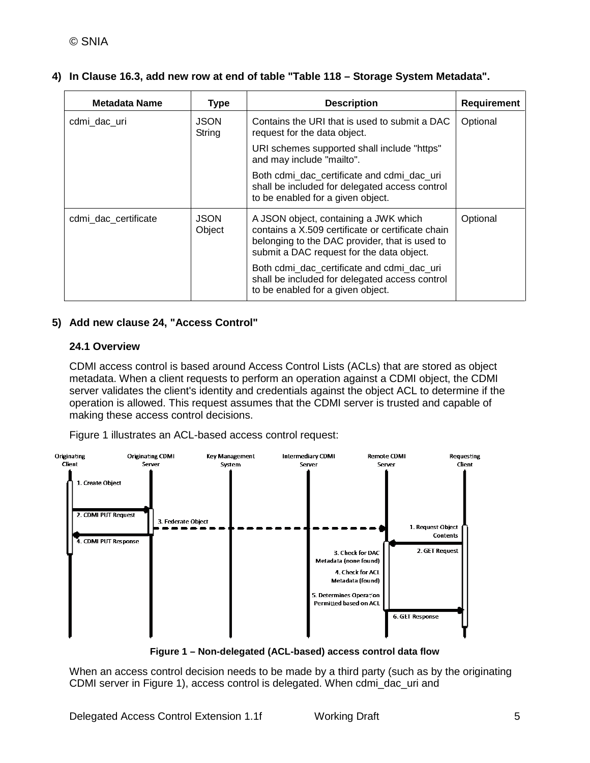**4) In Clause 16.3, add new row at end of table "Table 118 – Storage System Metadata".**

| Metadata Name | Type | Description | Requirement |
|---|---|---|---|
| cdmi_dac_uri | JSON String | Contains the URI that is used to submit a DAC request for the data object. URI schemes supported shall include "https" and may include "mailto". Both cdmi_dac_certificate and cdmi_dac_uri shall be included for delegated access control to be enabled for a given object. | Optional |
| cdmi_dac_certificate | JSON Object | A JSON object, containing a JWK which contains a X.509 certificate or certificate chain belonging to the DAC provider, that is used to submit a DAC request for the data object. Both cdmi_dac_certificate and cdmi_dac_uri shall be included for delegated access control to be enabled for a given object. | Optional |

**5) Add new clause 24, "Access Control"**

### 24.1 Overview

CDMI access control is based around Access Control Lists (ACLs) that are stored as object metadata. When a client requests to perform an operation against a CDMI object, the CDMI server validates the client's identity and credentials against the object ACL to determine if the operation is allowed. This request assumes that the CDMI server is trusted and capable of making these access control decisions.

Figure 1 illustrates an ACL-based access control request:

**Figure 1 – Non-delegated (ACL-based) access control data flow**

When an access control decision needs to be made by a third party (such as by the originating CDMI server in Figure 1), access control is delegated. When cdmi_dac_uri and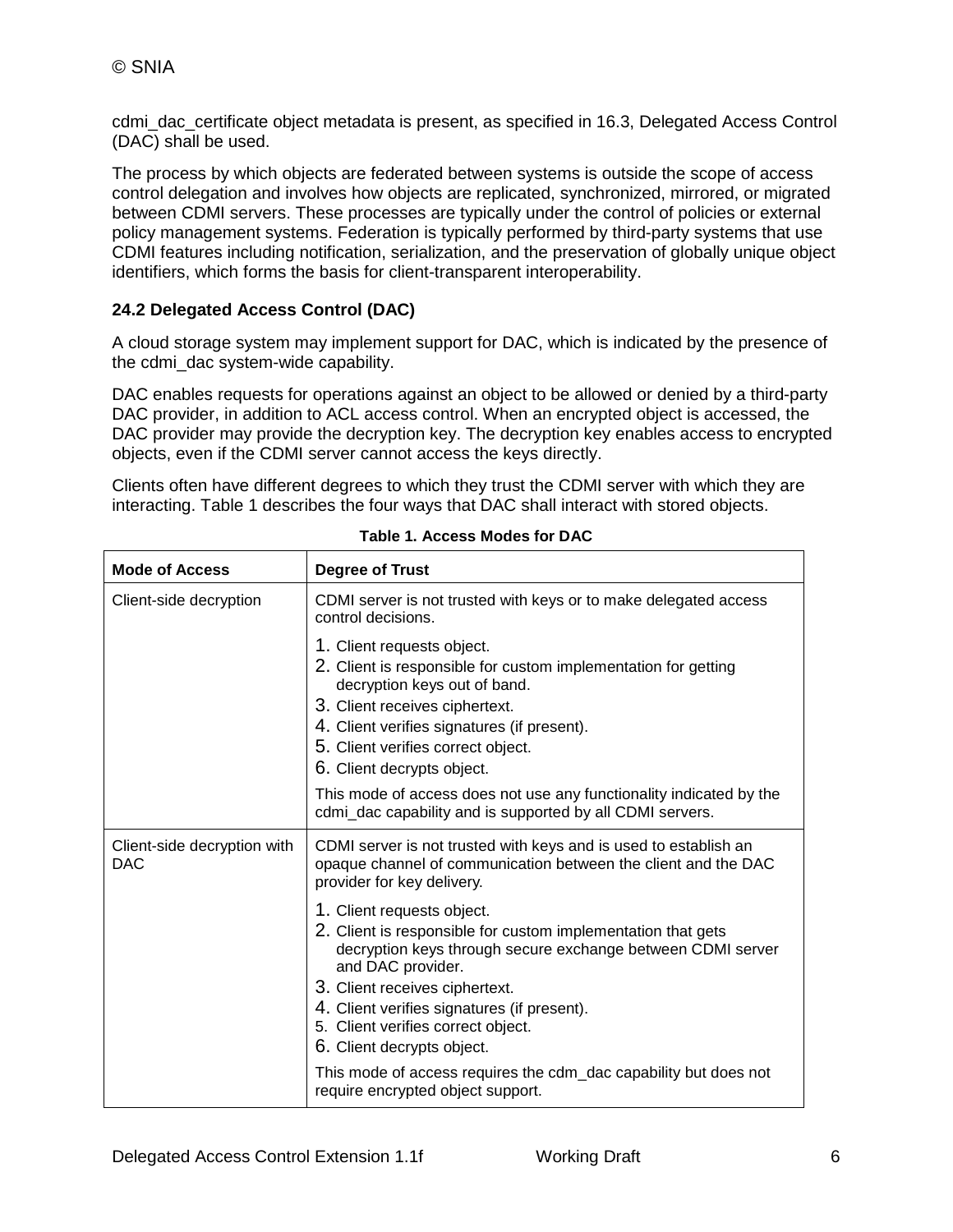cdmi_dac_certificate object metadata is present, as specified in 16.3, Delegated Access Control (DAC) shall be used.

The process by which objects are federated between systems is outside the scope of access control delegation and involves how objects are replicated, synchronized, mirrored, or migrated between CDMI servers. These processes are typically under the control of policies or external policy management systems. Federation is typically performed by third-party systems that use CDMI features including notification, serialization, and the preservation of globally unique object identifiers, which forms the basis for client-transparent interoperability.

### 24.2 Delegated Access Control (DAC)

A cloud storage system may implement support for DAC, which is indicated by the presence of the cdmi_dac system-wide capability.

DAC enables requests for operations against an object to be allowed or denied by a third-party DAC provider, in addition to ACL access control. When an encrypted object is accessed, the DAC provider may provide the decryption key. The decryption key enables access to encrypted objects, even if the CDMI server cannot access the keys directly.

Clients often have different degrees to which they trust the CDMI server with which they are interacting. Table 1 describes the four ways that DAC shall interact with stored objects.

**Table 1. Access Modes for DAC**

| Mode of Access | Degree of Trust |
|---|---|
| Client-side decryption | CDMI server is not trusted with keys or to make delegated access control decisions.<br>1. Client requests object.<br>2. Client is responsible for custom implementation for getting decryption keys out of band.<br>3. Client receives ciphertext.<br>4. Client verifies signatures (if present).<br>5. Client verifies correct object.<br>6. Client decrypts object.<br>This mode of access does not use any functionality indicated by the cdmi_dac capability and is supported by all CDMI servers. |
| Client-side decryption with DAC | CDMI server is not trusted with keys and is used to establish an opaque channel of communication between the client and the DAC provider for key delivery.<br>1. Client requests object.<br>2. Client is responsible for custom implementation that gets decryption keys through secure exchange between CDMI server and DAC provider.<br>3. Client receives ciphertext.<br>4. Client verifies signatures (if present).<br>5. Client verifies correct object.<br>6. Client decrypts object.<br>This mode of access requires the cdm_dac capability but does not require encrypted object support. |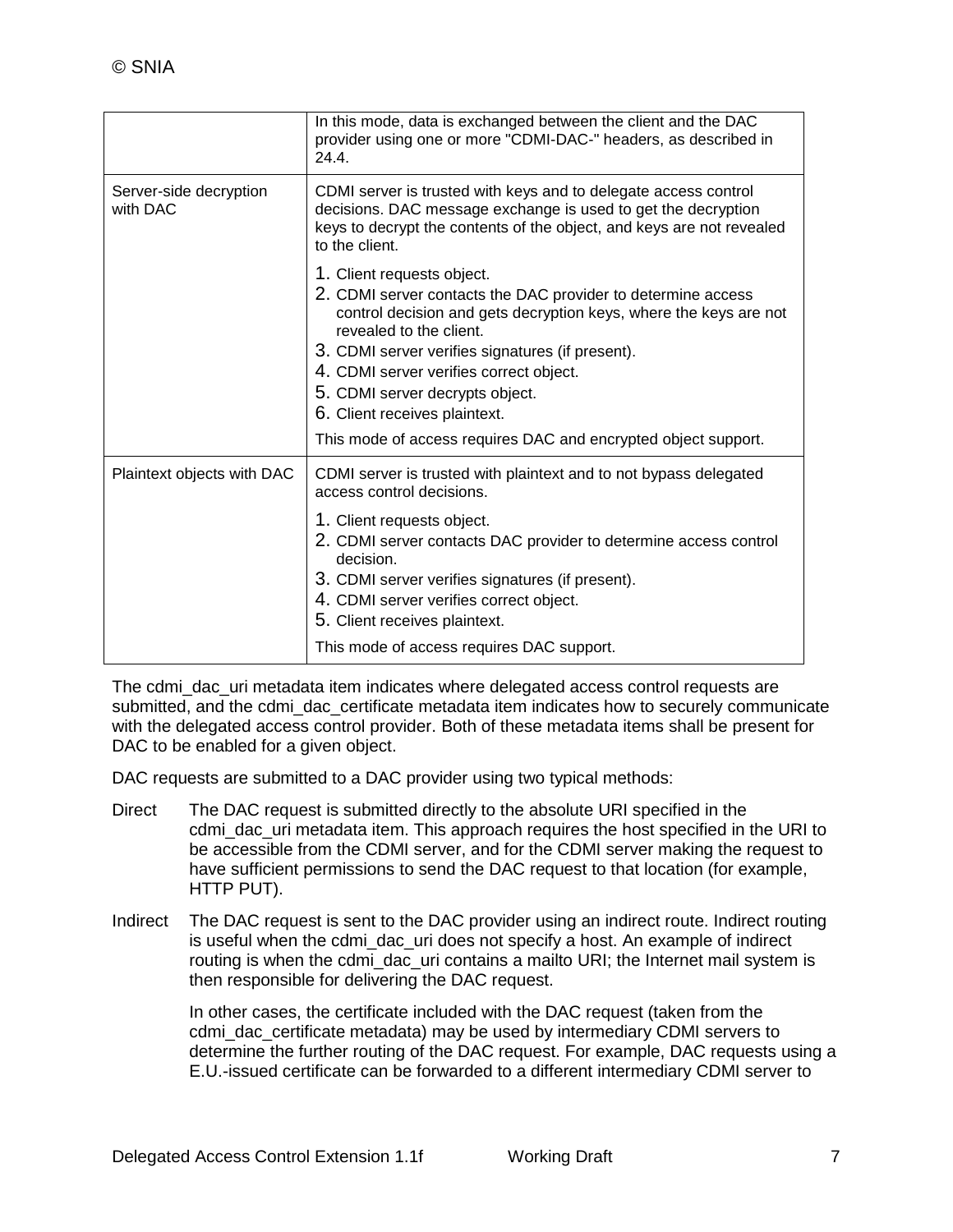| | |
|---|---|
| | In this mode, data is exchanged between the client and the DAC provider using one or more "CDMI-DAC-" headers, as described in 24.4. |
| Server-side decryption with DAC | CDMI server is trusted with keys and to delegate access control decisions. DAC message exchange is used to get the decryption keys to decrypt the contents of the object, and keys are not revealed to the client.<br><br>1. Client requests object.<br>2. CDMI server contacts the DAC provider to determine access control decision and gets decryption keys, where the keys are not revealed to the client.<br>3. CDMI server verifies signatures (if present).<br>4. CDMI server verifies correct object.<br>5. CDMI server decrypts object.<br>6. Client receives plaintext.<br><br>This mode of access requires DAC and encrypted object support. |
| Plaintext objects with DAC | CDMI server is trusted with plaintext and to not bypass delegated access control decisions.<br><br>1. Client requests object.<br>2. CDMI server contacts DAC provider to determine access control decision.<br>3. CDMI server verifies signatures (if present).<br>4. CDMI server verifies correct object.<br>5. Client receives plaintext.<br><br>This mode of access requires DAC support. |

The cdmi_dac_uri metadata item indicates where delegated access control requests are submitted, and the cdmi_dac_certificate metadata item indicates how to securely communicate with the delegated access control provider. Both of these metadata items shall be present for DAC to be enabled for a given object.

DAC requests are submitted to a DAC provider using two typical methods:

Direct: The DAC request is submitted directly to the absolute URI specified in the cdmi_dac_uri metadata item. This approach requires the host specified in the URI to be accessible from the CDMI server, and for the CDMI server making the request to have sufficient permissions to send the DAC request to that location (for example, HTTP PUT).

Indirect: The DAC request is sent to the DAC provider using an indirect route. Indirect routing is useful when the cdmi_dac_uri does not specify a host. An example of indirect routing is when the cdmi_dac_uri contains a mailto URI; the Internet mail system is then responsible for delivering the DAC request.

In other cases, the certificate included with the DAC request (taken from the cdmi_dac_certificate metadata) may be used by intermediary CDMI servers to determine the further routing of the DAC request. For example, DAC requests using a E.U.-issued certificate can be forwarded to a different intermediary CDMI server to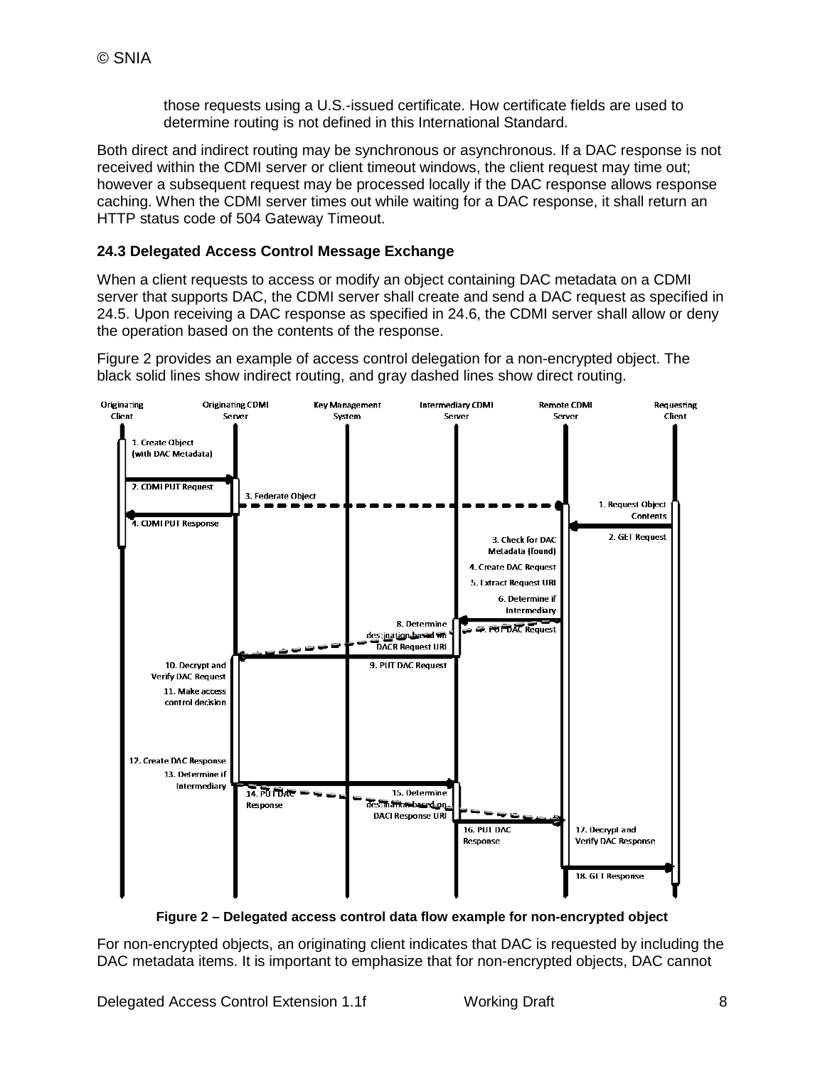those requests using a U.S.-issued certificate. How certificate fields are used to determine routing is not defined in this International Standard.

Both direct and indirect routing may be synchronous or asynchronous. If a DAC response is not received within the CDMI server or client timeout windows, the client request may time out; however a subsequent request may be processed locally if the DAC response allows response caching. When the CDMI server times out while waiting for a DAC response, it shall return an HTTP status code of 504 Gateway Timeout.

### 24.3 Delegated Access Control Message Exchange

When a client requests to access or modify an object containing DAC metadata on a CDMI server that supports DAC, the CDMI server shall create and send a DAC request as specified in 24.5. Upon receiving a DAC response as specified in 24.6, the CDMI server shall allow or deny the operation based on the contents of the response.

Figure 2 provides an example of access control delegation for a non-encrypted object. The black solid lines show indirect routing, and gray dashed lines show direct routing.

**Figure 2 – Delegated access control data flow example for non-encrypted object**

For non-encrypted objects, an originating client indicates that DAC is requested by including the DAC metadata items. It is important to emphasize that for non-encrypted objects, DAC cannot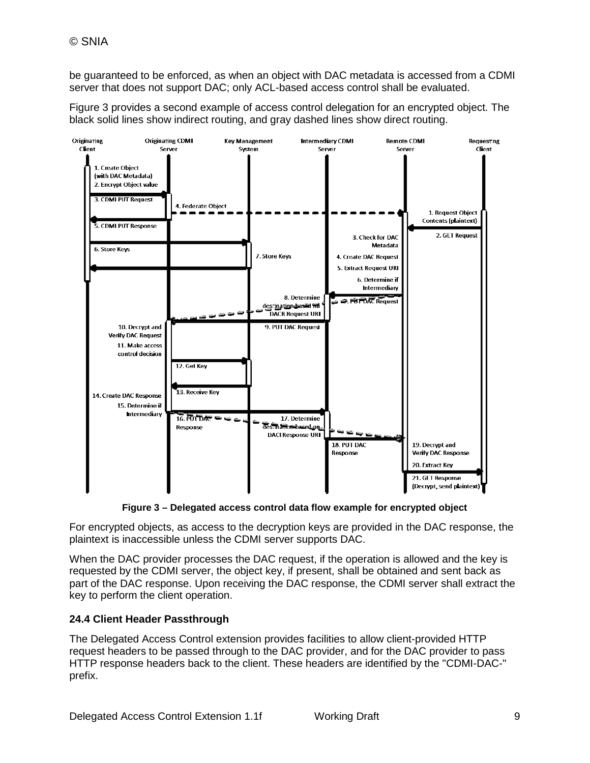be guaranteed to be enforced, as when an object with DAC metadata is accessed from a CDMI server that does not support DAC; only ACL-based access control shall be evaluated.

Figure 3 provides a second example of access control delegation for an encrypted object. The black solid lines show indirect routing, and gray dashed lines show direct routing.

**Figure 3 – Delegated access control data flow example for encrypted object**

For encrypted objects, as access to the decryption keys are provided in the DAC response, the plaintext is inaccessible unless the CDMI server supports DAC.

When the DAC provider processes the DAC request, if the operation is allowed and the key is requested by the CDMI server, the object key, if present, shall be obtained and sent back as part of the DAC response. Upon receiving the DAC response, the CDMI server shall extract the key to perform the client operation.

### 24.4 Client Header Passthrough

The Delegated Access Control extension provides facilities to allow client-provided HTTP request headers to be passed through to the DAC provider, and for the DAC provider to pass HTTP response headers back to the client. These headers are identified by the "CDMI-DAC-" prefix.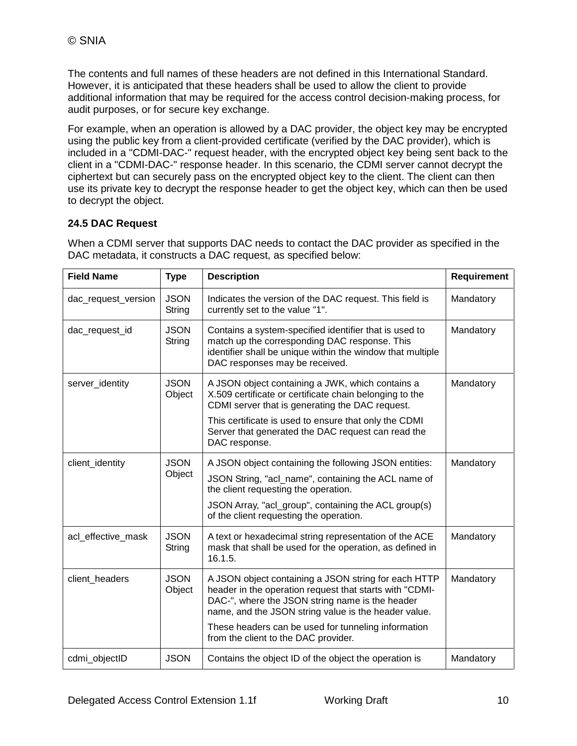The contents and full names of these headers are not defined in this International Standard. However, it is anticipated that these headers shall be used to allow the client to provide additional information that may be required for the access control decision-making process, for audit purposes, or for secure key exchange.

For example, when an operation is allowed by a DAC provider, the object key may be encrypted using the public key from a client-provided certificate (verified by the DAC provider), which is included in a "CDMI-DAC-" request header, with the encrypted object key being sent back to the client in a "CDMI-DAC-" response header. In this scenario, the CDMI server cannot decrypt the ciphertext but can securely pass on the encrypted object key to the client. The client can then use its private key to decrypt the response header to get the object key, which can then be used to decrypt the object.

### 24.5 DAC Request

When a CDMI server that supports DAC needs to contact the DAC provider as specified in the DAC metadata, it constructs a DAC request, as specified below:

| Field Name | Type | Description | Requirement |
|---|---|---|---|
| dac_request_version | JSON String | Indicates the version of the DAC request. This field is currently set to the value "1". | Mandatory |
| dac_request_id | JSON String | Contains a system-specified identifier that is used to match up the corresponding DAC response. This identifier shall be unique within the window that multiple DAC responses may be received. | Mandatory |
| server_identity | JSON Object | A JSON object containing a JWK, which contains a X.509 certificate or certificate chain belonging to the CDMI server that is generating the DAC request.<br><br>This certificate is used to ensure that only the CDMI Server that generated the DAC request can read the DAC response. | Mandatory |
| client_identity | JSON Object | A JSON object containing the following JSON entities:<br><br>JSON String, "acl_name", containing the ACL name of the client requesting the operation.<br><br>JSON Array, "acl_group", containing the ACL group(s) of the client requesting the operation. | Mandatory |
| acl_effective_mask | JSON String | A text or hexadecimal string representation of the ACE mask that shall be used for the operation, as defined in 16.1.5. | Mandatory |
| client_headers | JSON Object | A JSON object containing a JSON string for each HTTP header in the operation request that starts with "CDMI-DAC-", where the JSON string name is the header name, and the JSON string value is the header value.<br><br>These headers can be used for tunneling information from the client to the DAC provider. | Mandatory |
| cdmi_objectID | JSON | Contains the object ID of the object the operation is | Mandatory |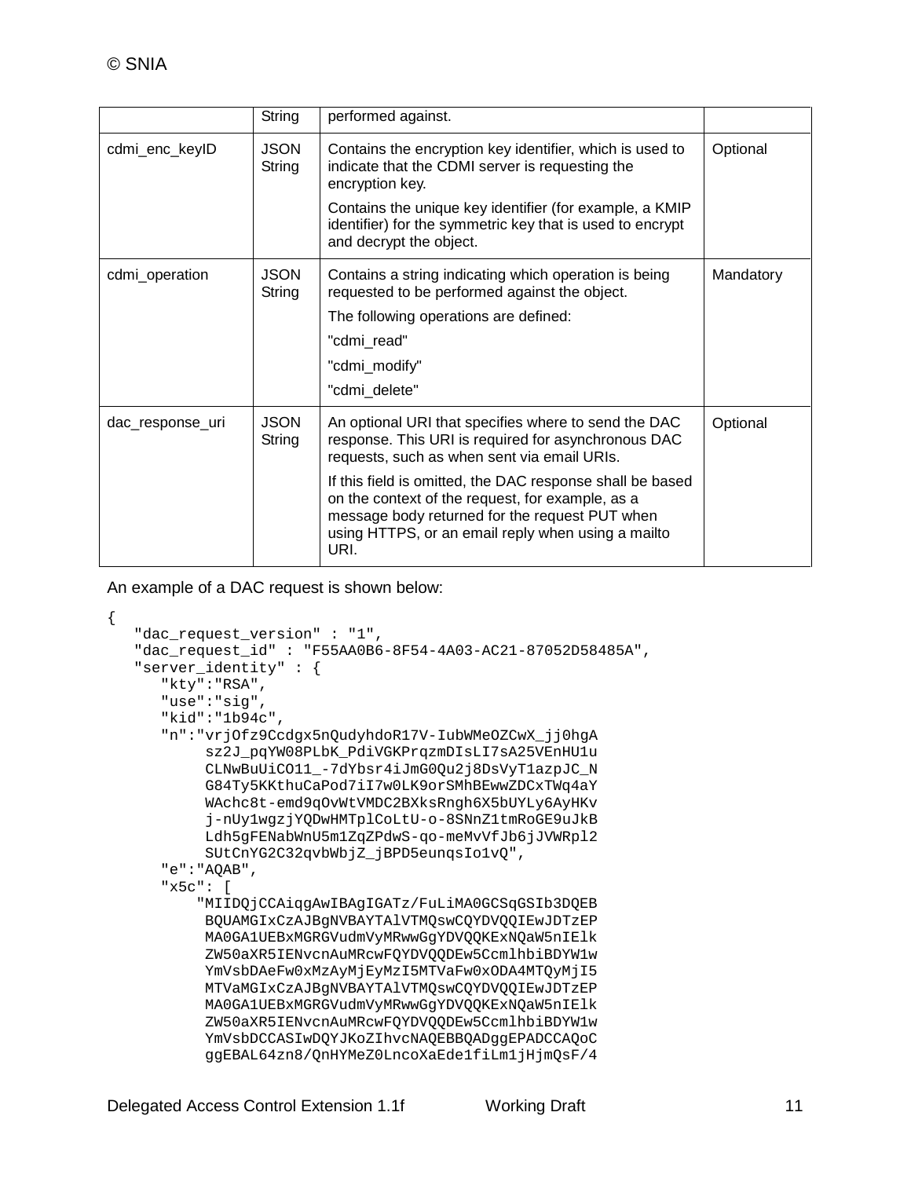| | String | performed against. | |
|---|---|---|---|
| cdmi_enc_keyID | JSON String | Contains the encryption key identifier, which is used to indicate that the CDMI server is requesting the encryption key.<br><br>Contains the unique key identifier (for example, a KMIP identifier) for the symmetric key that is used to encrypt and decrypt the object. | Optional |
| cdmi_operation | JSON String | Contains a string indicating which operation is being requested to be performed against the object.<br><br>The following operations are defined:<br><br>"cdmi_read"<br><br>"cdmi_modify"<br><br>"cdmi_delete" | Mandatory |
| dac_response_uri | JSON String | An optional URI that specifies where to send the DAC response. This URI is required for asynchronous DAC requests, such as when sent via email URIs.<br><br>If this field is omitted, the DAC response shall be based on the context of the request, for example, as a message body returned for the request PUT when using HTTPS, or an email reply when using a mailto URI. | Optional |

An example of a DAC request is shown below:

```
{
   "dac_request_version" : "1",
   "dac_request_id" : "F55AA0B6-8F54-4A03-AC21-87052D58485A",
   "server_identity" : {
      "kty":"RSA",
      "use":"sig",
      "kid":"1b94c",
      "n":"vrjOfz9Ccdgx5nQudyhdoR17V-IubWMeOZCwX_jj0hgA
           sz2J_pqYW08PLbK_PdiVGKPrqzmDIsLI7sA25VEnHU1u
           CLNwBuUiCO11_-7dYbsr4iJmG0Qu2j8DsVyT1azpJC_N
           G84Ty5KKthuCaPod7iI7w0LK9orSMhBEwwZDCxTWq4aY
           WAchc8t-emd9qOvWtVMDC2BXksRngh6X5bUYLy6AyHKv
           j-nUy1wgzjYQDwHMTplCoLtU-o-8SNnZ1tmRoGE9uJkB
           Ldh5gFENabWnU5m1ZqZPdwS-qo-meMvVfJb6jJVWRpl2
           SUtCnYG2C32qvbWbjZ_jBPD5eunqsIo1vQ",
      "e":"AQAB",
      "x5c": [
          "MIIDQjCCAiqgAwIBAgIGATz/FuLiMA0GCSqGSIb3DQEB
           BQUAMGIxCzAJBgNVBAYTAlVTMQswCQYDVQQIEwJDTzEP
           MA0GA1UEBxMGRGVudmVyMRwwGgYDVQQKExNQaW5nIElk
           ZW50aXR5IENvcnAuMRcwFQYDVQQDEw5CcmlhbiBDYW1w
           YmVsbDAeFw0xMzAyMjEyMzI5MTVaFw0xODA4MTQyMjI5
           MTVaMGIxCzAJBgNVBAYTAlVTMQswCQYDVQQIEwJDTzEP
           MA0GA1UEBxMGRGVudmVyMRwwGgYDVQQKExNQaW5nIElk
           ZW50aXR5IENvcnAuMRcwFQYDVQQDEw5CcmlhbiBDYW1w
           YmVsbDCCASIwDQYJKoZIhvcNAQEBBQADggEPADCCAQoC
           ggEBAL64zn8/QnHYMeZ0LncoXaEde1fiLm1jHjmQsF/4
```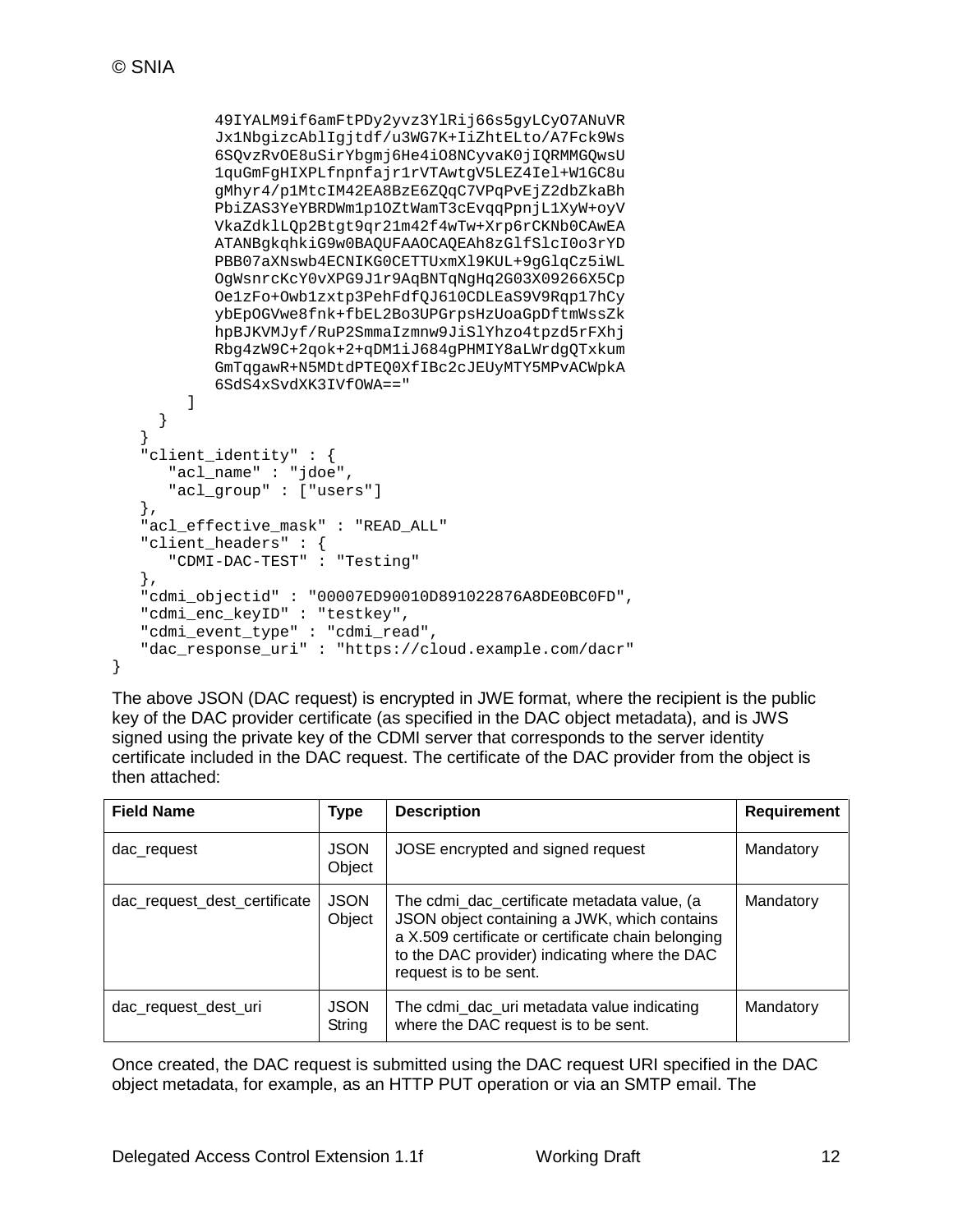```
          49IYALM9if6amFtPDy2yvz3YlRij66s5gyLCyO7ANuVR
          Jx1NbgizcAblIgjtdf/u3WG7K+IiZhtELto/A7Fck9Ws
          6SQvzRvOE8uSirYbgmj6He4iO8NCyvaK0jIQRMMGQwsU
          1quGmFgHIXPLfnpnfajr1rVTAwtgV5LEZ4Iel+W1GC8u
          gMhyr4/p1MtcIM42EA8BzE6ZQqC7VPqPvEjZ2dbZkaBh
          PbiZAS3YeYBRDWm1p1OZtWamT3cEvqqPpnjL1XyW+oyV
          VkaZdklLQp2Btgt9qr21m42f4wTw+Xrp6rCKNb0CAwEA
          ATANBgkqhkiG9w0BAQUFAAOCAQEAh8zGlfSlcI0o3rYD
          PBB07aXNswb4ECNIKG0CETTUxmXl9KUL+9gGlqCz5iWL
          OgWsnrcKcY0vXPG9J1r9AqBNTqNgHq2G03X09266X5Cp
          Oe1zFo+Owb1zxtp3PehFdfQJ610CDLEaS9V9Rqp17hCy
          ybEpOGVwe8fnk+fbEL2Bo3UPGrpsHzUoaGpDftmWssZk
          hpBJKVMJyf/RuP2SmmaIzmnw9JiSlYhzo4tpzd5rFXhj
          Rbg4zW9C+2qok+2+qDM1iJ684gPHMIY8aLWrdgQTxkum
          GmTqgawR+N5MDtdPTEQ0XfIBc2cJEUyMTY5MPvACWpkA
          6SdS4xSvdXK3IVfOWA=="
        ]
      }
   }
   "client_identity" : {
      "acl_name" : "jdoe",
      "acl_group" : ["users"]
   },
   "acl_effective_mask" : "READ_ALL"
   "client_headers" : {
      "CDMI-DAC-TEST" : "Testing"
   },
   "cdmi_objectid" : "00007ED90010D891022876A8DE0BC0FD",
   "cdmi_enc_keyID" : "testkey",
   "cdmi_event_type" : "cdmi_read",
   "dac_response_uri" : "https://cloud.example.com/dacr"
}
```

The above JSON (DAC request) is encrypted in JWE format, where the recipient is the public key of the DAC provider certificate (as specified in the DAC object metadata), and is JWS signed using the private key of the CDMI server that corresponds to the server identity certificate included in the DAC request. The certificate of the DAC provider from the object is then attached:

| Field Name | Type | Description | Requirement |
|---|---|---|---|
| dac_request | JSON Object | JOSE encrypted and signed request | Mandatory |
| dac_request_dest_certificate | JSON Object | The cdmi_dac_certificate metadata value, (a JSON object containing a JWK, which contains a X.509 certificate or certificate chain belonging to the DAC provider) indicating where the DAC request is to be sent. | Mandatory |
| dac_request_dest_uri | JSON String | The cdmi_dac_uri metadata value indicating where the DAC request is to be sent. | Mandatory |

Once created, the DAC request is submitted using the DAC request URI specified in the DAC object metadata, for example, as an HTTP PUT operation or via an SMTP email. The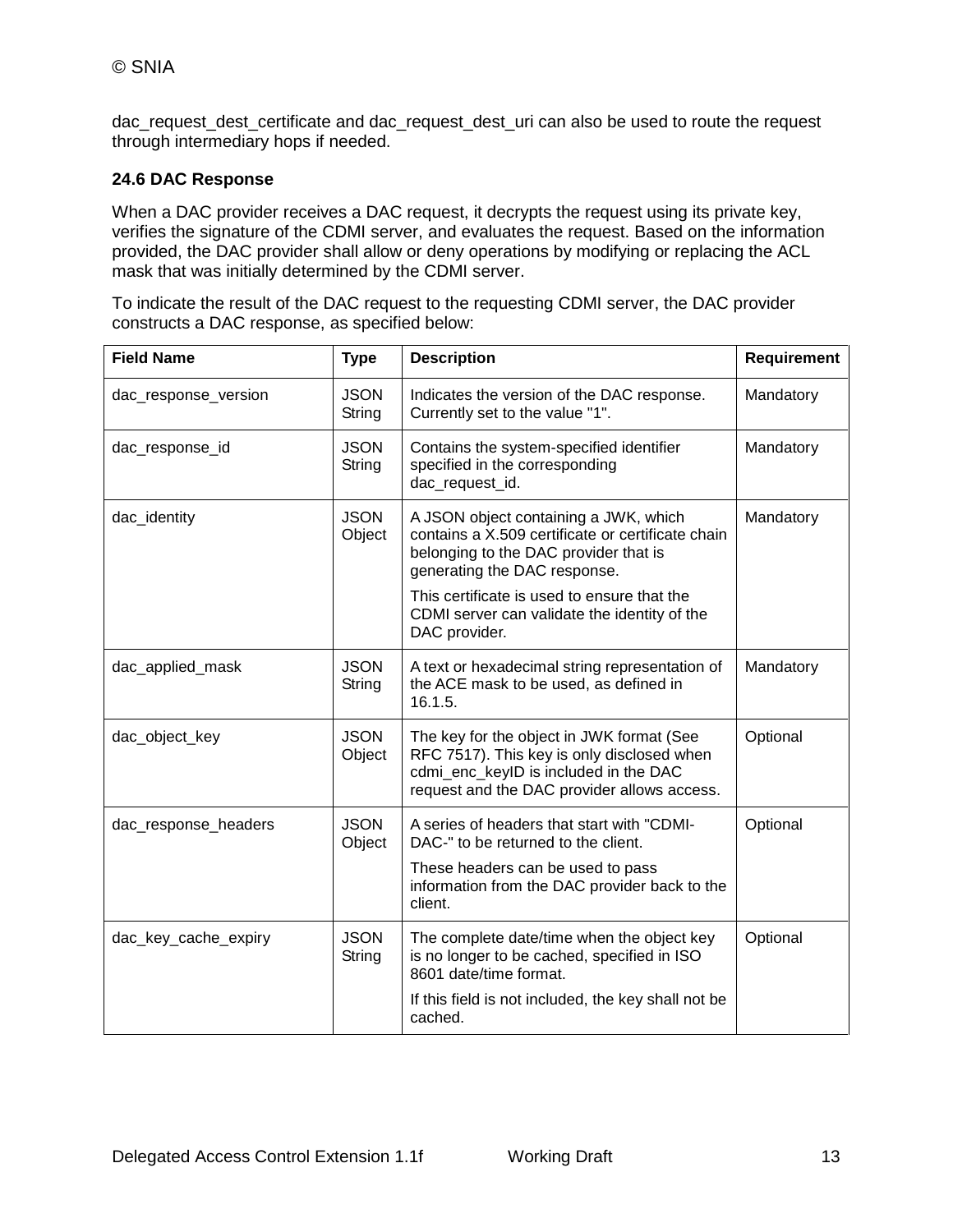dac_request_dest_certificate and dac_request_dest_uri can also be used to route the request through intermediary hops if needed.

### 24.6 DAC Response

When a DAC provider receives a DAC request, it decrypts the request using its private key, verifies the signature of the CDMI server, and evaluates the request. Based on the information provided, the DAC provider shall allow or deny operations by modifying or replacing the ACL mask that was initially determined by the CDMI server.

To indicate the result of the DAC request to the requesting CDMI server, the DAC provider constructs a DAC response, as specified below:

| Field Name | Type | Description | Requirement |
|---|---|---|---|
| dac_response_version | JSON String | Indicates the version of the DAC response. Currently set to the value "1". | Mandatory |
| dac_response_id | JSON String | Contains the system-specified identifier specified in the corresponding dac_request_id. | Mandatory |
| dac_identity | JSON Object | A JSON object containing a JWK, which contains a X.509 certificate or certificate chain belonging to the DAC provider that is generating the DAC response.<br><br>This certificate is used to ensure that the CDMI server can validate the identity of the DAC provider. | Mandatory |
| dac_applied_mask | JSON String | A text or hexadecimal string representation of the ACE mask to be used, as defined in 16.1.5. | Mandatory |
| dac_object_key | JSON Object | The key for the object in JWK format (See RFC 7517). This key is only disclosed when cdmi_enc_keyID is included in the DAC request and the DAC provider allows access. | Optional |
| dac_response_headers | JSON Object | A series of headers that start with "CDMI-DAC-" to be returned to the client.<br><br>These headers can be used to pass information from the DAC provider back to the client. | Optional |
| dac_key_cache_expiry | JSON String | The complete date/time when the object key is no longer to be cached, specified in ISO 8601 date/time format.<br><br>If this field is not included, the key shall not be cached. | Optional |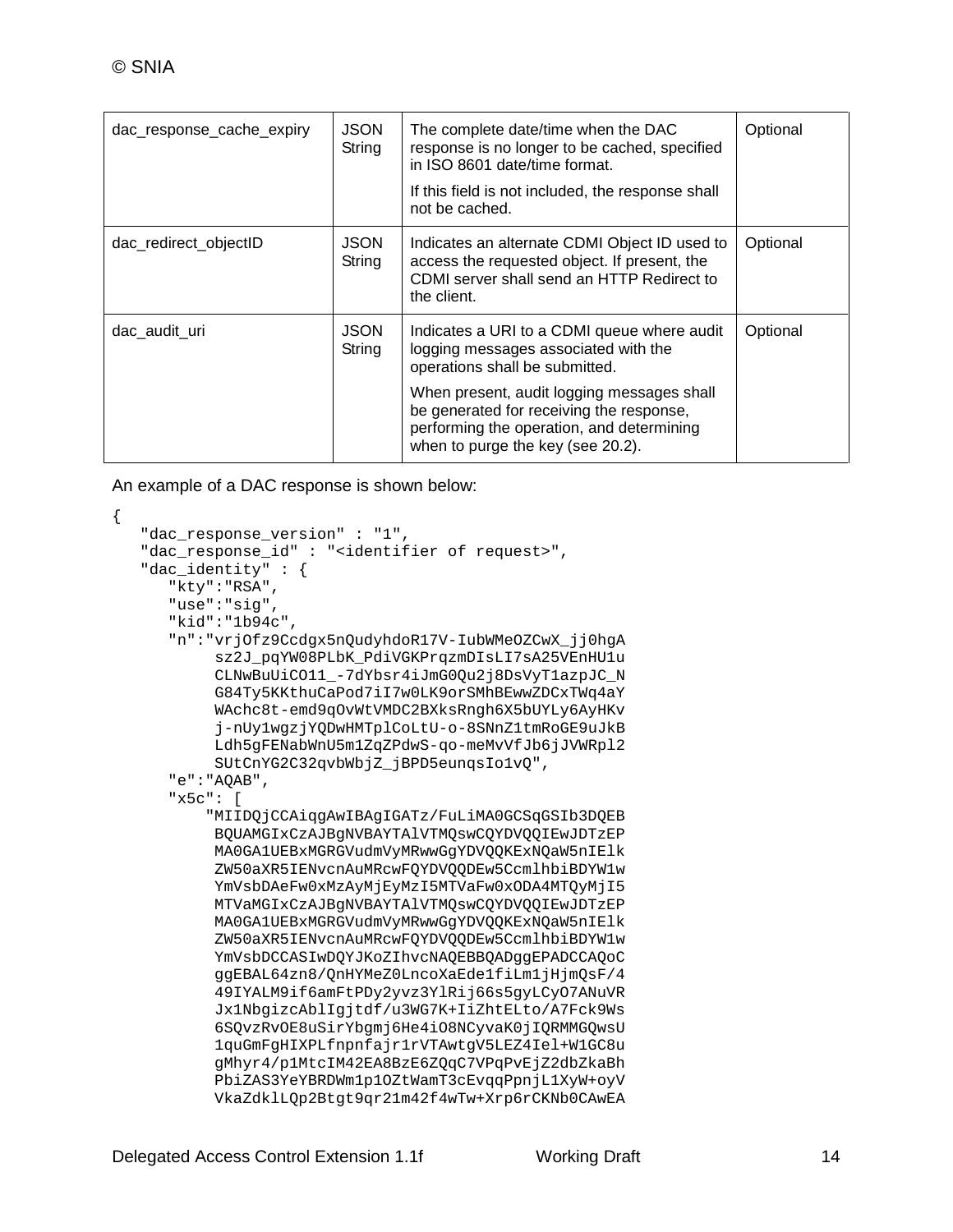| dac_response_cache_expiry | JSON String | The complete date/time when the DAC response is no longer to be cached, specified in ISO 8601 date/time format.<br><br>If this field is not included, the response shall not be cached. | Optional |
|---|---|---|---|
| dac_redirect_objectID | JSON String | Indicates an alternate CDMI Object ID used to access the requested object. If present, the CDMI server shall send an HTTP Redirect to the client. | Optional |
| dac_audit_uri | JSON String | Indicates a URI to a CDMI queue where audit logging messages associated with the operations shall be submitted.<br><br>When present, audit logging messages shall be generated for receiving the response, performing the operation, and determining when to purge the key (see 20.2). | Optional |

An example of a DAC response is shown below:

```
{
   "dac_response_version" : "1",
   "dac_response_id" : "<identifier of request>",
   "dac_identity" : {
      "kty":"RSA",
      "use":"sig",
      "kid":"1b94c",
      "n":"vrjOfz9Ccdgx5nQudyhdoR17V-IubWMeOZCwX_jj0hgA
           sz2J_pqYW08PLbK_PdiVGKPrqzmDIsLI7sA25VEnHU1u
           CLNwBuUiCO11_-7dYbsr4iJmG0Qu2j8DsVyT1azpJC_N
           G84Ty5KKthuCaPod7iI7w0LK9orSMhBEwwZDCxTWq4aY
           WAchc8t-emd9qOvWtVMDC2BXksRngh6X5bUYLy6AyHKv
           j-nUy1wgzjYQDwHMTplCoLtU-o-8SNnZ1tmRoGE9uJkB
           Ldh5gFENabWnU5m1ZqZPdwS-qo-meMvVfJb6jJVWRpl2
           SUtCnYG2C32qvbWbjZ_jBPD5eunqsIo1vQ",
      "e":"AQAB",
      "x5c": [
          "MIIDQjCCAiqgAwIBAgIGATz/FuLiMA0GCSqGSIb3DQEB
           BQUAMGIxCzAJBgNVBAYTAlVTMQswCQYDVQQIEwJDTzEP
           MA0GA1UEBxMGRGVudmVyMRwwGgYDVQQKExNQaW5nIElk
           ZW50aXR5IENvcnAuMRcwFQYDVQQDEw5CcmlhbiBDYW1w
           YmVsbDAeFw0xMzAyMjEyMzI5MTVaFw0xODA4MTQyMjI5
           MTVaMGIxCzAJBgNVBAYTAlVTMQswCQYDVQQIEwJDTzEP
           MA0GA1UEBxMGRGVudmVyMRwwGgYDVQQKExNQaW5nIElk
           ZW50aXR5IENvcnAuMRcwFQYDVQQDEw5CcmlhbiBDYW1w
           YmVsbDCCASIwDQYJKoZIhvcNAQEBBQADggEPADCCAQoC
           ggEBAL64zn8/QnHYMeZ0LncoXaEde1fiLm1jHjmQsF/4
           49IYALM9if6amFtPDy2yvz3YlRij66s5gyLCyO7ANuVR
           Jx1NbgizcAblIgjtdf/u3WG7K+IiZhtELto/A7Fck9Ws
           6SQvzRvOE8uSirYbgmj6He4iO8NCyvaK0jIQRMMGQwsU
           1quGmFgHIXPLfnpnfajr1rVTAwtgV5LEZ4Iel+W1GC8u
           gMhyr4/p1MtcIM42EA8BzE6ZQqC7VPqPvEjZ2dbZkaBh
           PbiZAS3YeYBRDWm1p1OZtWamT3cEvqqPpnjL1XyW+oyV
           VkaZdklLQp2Btgt9qr21m42f4wTw+Xrp6rCKNb0CAwEA
```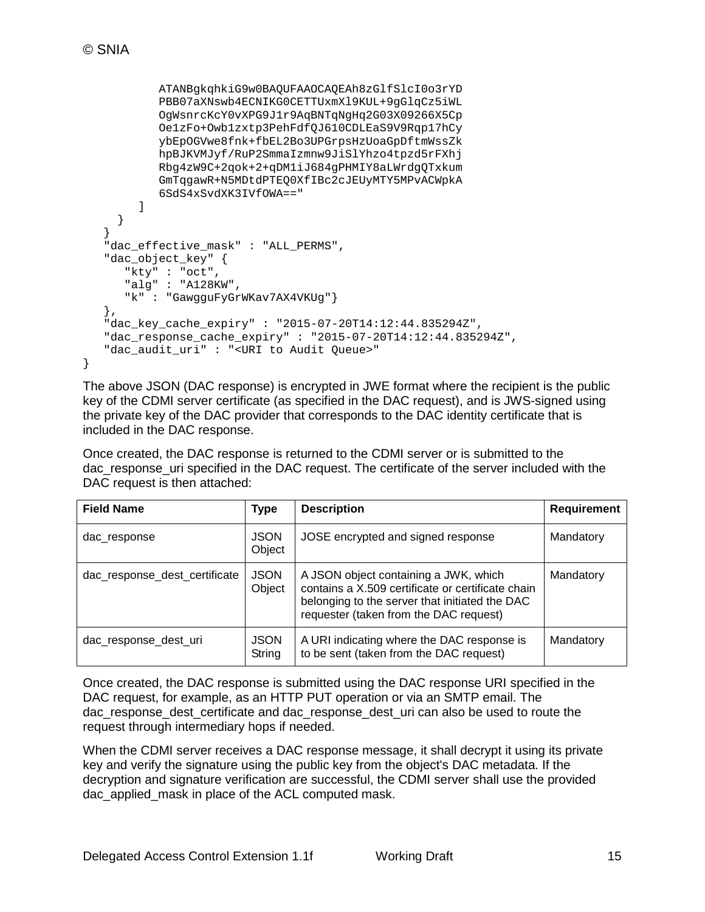```
          ATANBgkqhkiG9w0BAQUFAAOCAQEAh8zGlfSlcI0o3rYD
          PBB07aXNswb4ECNIKG0CETTUxmXl9KUL+9gGlqCz5iWL
          OgWsnrcKcY0vXPG9J1r9AqBNTqNgHq2G03X09266X5Cp
          Oe1zFo+Owb1zxtp3PehFdfQJ610CDLEaS9V9Rqp17hCy
          ybEpOGVwe8fnk+fbEL2Bo3UPGrpsHzUoaGpDftmWssZk
          hpBJKVMJyf/RuP2SmmaIzmnw9JiSlYhzo4tpzd5rFXhj
          Rbg4zW9C+2qok+2+qDM1iJ684gPHMIY8aLWrdgQTxkum
          GmTqgawR+N5MDtdPTEQ0XfIBc2cJEUyMTY5MPvACWpkA
          6SdS4xSvdXK3IVfOWA=="
        ]
      }
    }
    "dac_effective_mask" : "ALL_PERMS",
    "dac_object_key" : {
       "kty" : "oct",
       "alg" : "A128KW",
       "k" : "GawgguFyGrWKav7AX4VKUg"}
    },
    "dac_key_cache_expiry" : "2015-07-20T14:12:44.835294Z",
    "dac_response_cache_expiry" : "2015-07-20T14:12:44.835294Z",
    "dac_audit_uri" : "<URI to Audit Queue>"
}
```

The above JSON (DAC response) is encrypted in JWE format where the recipient is the public key of the CDMI server certificate (as specified in the DAC request), and is JWS-signed using the private key of the DAC provider that corresponds to the DAC identity certificate that is included in the DAC response.

Once created, the DAC response is returned to the CDMI server or is submitted to the dac_response_uri specified in the DAC request. The certificate of the server included with the DAC request is then attached:

| Field Name | Type | Description | Requirement |
|---|---|---|---|
| dac_response | JSON Object | JOSE encrypted and signed response | Mandatory |
| dac_response_dest_certificate | JSON Object | A JSON object containing a JWK, which contains a X.509 certificate or certificate chain belonging to the server that initiated the DAC requester (taken from the DAC request) | Mandatory |
| dac_response_dest_uri | JSON String | A URI indicating where the DAC response is to be sent (taken from the DAC request) | Mandatory |

Once created, the DAC response is submitted using the DAC response URI specified in the DAC request, for example, as an HTTP PUT operation or via an SMTP email. The dac_response_dest_certificate and dac_response_dest_uri can also be used to route the request through intermediary hops if needed.

When the CDMI server receives a DAC response message, it shall decrypt it using its private key and verify the signature using the public key from the object's DAC metadata. If the decryption and signature verification are successful, the CDMI server shall use the provided dac_applied_mask in place of the ACL computed mask.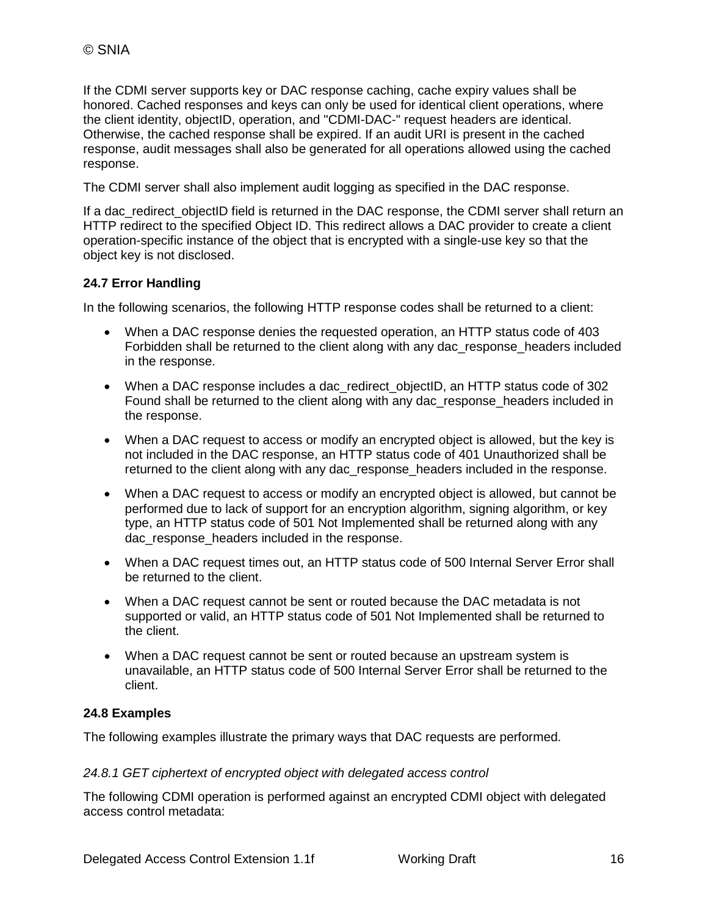If the CDMI server supports key or DAC response caching, cache expiry values shall be honored. Cached responses and keys can only be used for identical client operations, where the client identity, objectID, operation, and "CDMI-DAC-" request headers are identical. Otherwise, the cached response shall be expired. If an audit URI is present in the cached response, audit messages shall also be generated for all operations allowed using the cached response.

The CDMI server shall also implement audit logging as specified in the DAC response.

If a dac_redirect_objectID field is returned in the DAC response, the CDMI server shall return an HTTP redirect to the specified Object ID. This redirect allows a DAC provider to create a client operation-specific instance of the object that is encrypted with a single-use key so that the object key is not disclosed.

### 24.7 Error Handling

In the following scenarios, the following HTTP response codes shall be returned to a client:

- When a DAC response denies the requested operation, an HTTP status code of 403 Forbidden shall be returned to the client along with any dac_response_headers included in the response.
- When a DAC response includes a dac_redirect_objectID, an HTTP status code of 302 Found shall be returned to the client along with any dac_response_headers included in the response.
- When a DAC request to access or modify an encrypted object is allowed, but the key is not included in the DAC response, an HTTP status code of 401 Unauthorized shall be returned to the client along with any dac_response_headers included in the response.
- When a DAC request to access or modify an encrypted object is allowed, but cannot be performed due to lack of support for an encryption algorithm, signing algorithm, or key type, an HTTP status code of 501 Not Implemented shall be returned along with any dac_response_headers included in the response.
- When a DAC request times out, an HTTP status code of 500 Internal Server Error shall be returned to the client.
- When a DAC request cannot be sent or routed because the DAC metadata is not supported or valid, an HTTP status code of 501 Not Implemented shall be returned to the client.
- When a DAC request cannot be sent or routed because an upstream system is unavailable, an HTTP status code of 500 Internal Server Error shall be returned to the client.

### 24.8 Examples

The following examples illustrate the primary ways that DAC requests are performed.

#### *24.8.1 GET ciphertext of encrypted object with delegated access control*

The following CDMI operation is performed against an encrypted CDMI object with delegated access control metadata: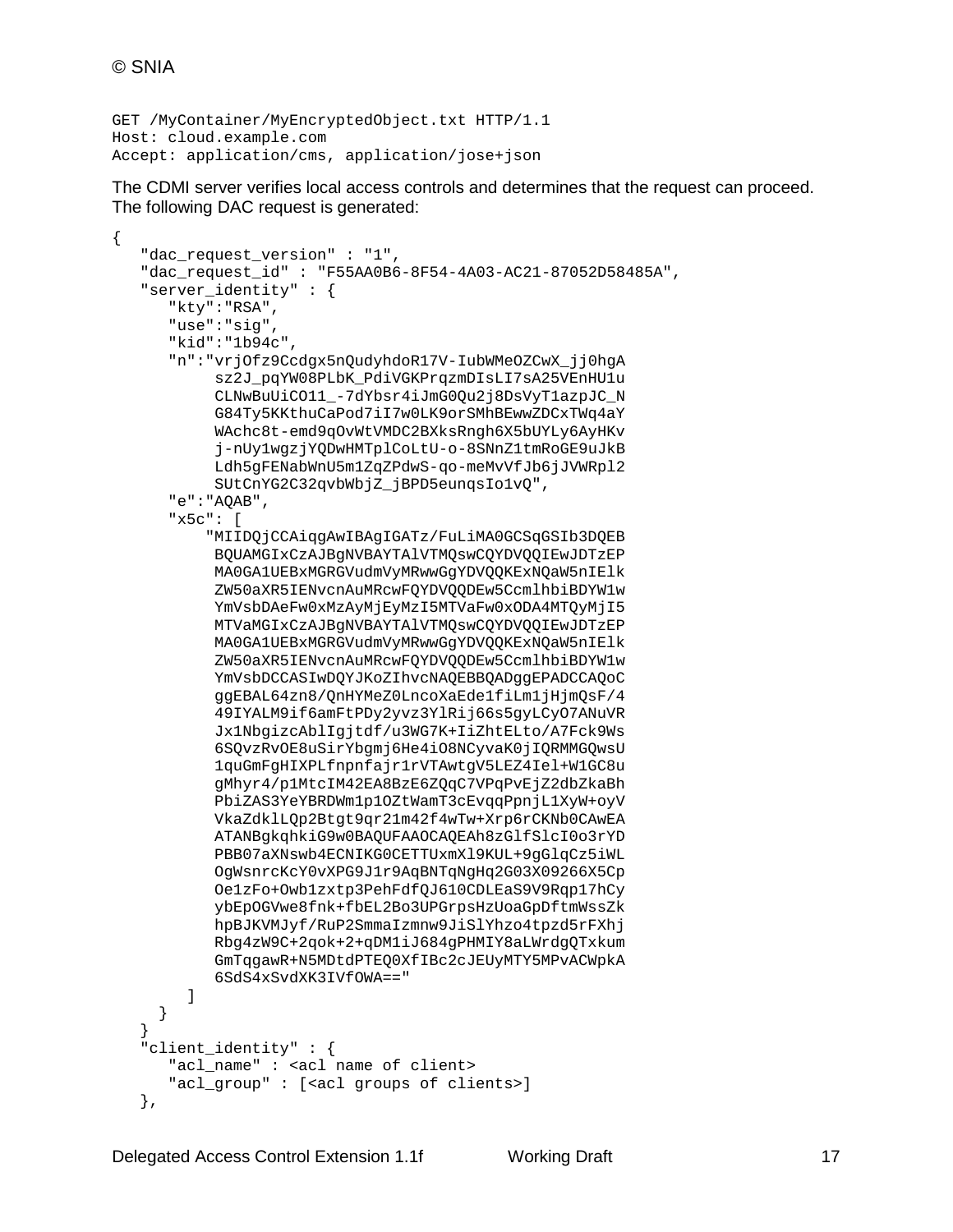```
GET /MyContainer/MyEncryptedObject.txt HTTP/1.1
Host: cloud.example.com
Accept: application/cms, application/jose+json
```

The CDMI server verifies local access controls and determines that the request can proceed. The following DAC request is generated:

```
{
   "dac_request_version" : "1",
   "dac_request_id" : "F55AA0B6-8F54-4A03-AC21-87052D58485A",
   "server_identity" : {
      "kty":"RSA",
      "use":"sig",
      "kid":"1b94c",
      "n":"vrjOfz9Ccdgx5nQudyhdoR17V-IubWMeOZCwX_jj0hgA
           sz2J_pqYW08PLbK_PdiVGKPrqzmDIsLI7sA25VEnHU1u
           CLNwBuUiCO11_-7dYbsr4iJmG0Qu2j8DsVyT1azpJC_N
           G84Ty5KKthuCaPod7iI7w0LK9orSMhBEwwZDCxTWq4aY
           WAchc8t-emd9qOvWtVMDC2BXksRngh6X5bUYLy6AyHKv
           j-nUy1wgzjYQDwHMTplCoLtU-o-8SNnZ1tmRoGE9uJkB
           Ldh5gFENabWnU5m1ZqZPdwS-qo-meMvVfJb6jJVWRpl2
           SUtCnYG2C32qvbWbjZ_jBPD5eunqsIo1vQ",
      "e":"AQAB",
      "x5c": [
          "MIIDQjCCAiqgAwIBAgIGATz/FuLiMA0GCSqGSIb3DQEB
           BQUAMGIxCzAJBgNVBAYTAlVTMQswCQYDVQQIEwJDTzEP
           MA0GA1UEBxMGRGVudmVyMRwwGgYDVQQKExNQaW5nIElk
           ZW50aXR5IENvcnAuMRcwFQYDVQQDEw5CcmlhbiBDYW1w
           YmVsbDAeFw0xMzAyMjEyMzI5MTVaFw0xODA4MTQyMjI5
           MTVaMGIxCzAJBgNVBAYTAlVTMQswCQYDVQQIEwJDTzEP
           MA0GA1UEBxMGRGVudmVyMRwwGgYDVQQKExNQaW5nIElk
           ZW50aXR5IENvcnAuMRcwFQYDVQQDEw5CcmlhbiBDYW1w
           YmVsbDCCASIwDQYJKoZIhvcNAQEBBQADggEPADCCAQoC
           ggEBAL64zn8/QnHYMeZ0LncoXaEde1fiLm1jHjmQsF/4
           49IYALM9if6amFtPDy2yvz3YlRij66s5gyLCyO7ANuVR
           Jx1NbgizcAblIgjtdf/u3WG7K+IiZhtELto/A7Fck9Ws
           6SQvzRvOE8uSirYbgmj6He4iO8NCyvaK0jIQRMMGQwsU
           1quGmFgHIXPLfnpnfajr1rVTAwtgV5LEZ4Iel+W1GC8u
           gMhyr4/p1MtcIM42EA8BzE6ZQqC7VPqPvEjZ2dbZkaBh
           PbiZAS3YeYBRDWm1p1OZtWamT3cEvqqPpnjL1XyW+oyV
           VkaZdklLQp2Btgt9qr21m42f4wTw+Xrp6rCKNb0CAwEA
           ATANBgkqhkiG9w0BAQUFAAOCAQEAh8zGlfSlcI0o3rYD
           PBB07aXNswb4ECNIKG0CETTUxmXl9KUL+9gGlqCz5iWL
           OgWsnrcKcY0vXPG9J1r9AqBNTqNgHq2G03X09266X5Cp
           Oe1zFo+Owb1zxtp3PehFdfQJ610CDLEaS9V9Rqp17hCy
           ybEpOGVwe8fnk+fbEL2Bo3UPGrpsHzUoaGpDftmWssZk
           hpBJKVMJyf/RuP2SmmaIzmnw9JiSlYhzo4tpzd5rFXhj
           Rbg4zW9C+2qok+2+qDM1iJ684gPHMIY8aLWrdgQTxkum
           GmTqgawR+N5MDtdPTEQ0XfIBc2cJEUyMTY5MPvACWpkA
           6SdS4xSvdXK3IVfOWA=="
       ]
    }
  }
  "client_identity" : {
     "acl_name" : <acl name of client>
     "acl_group" : [<acl groups of clients>]
  },
```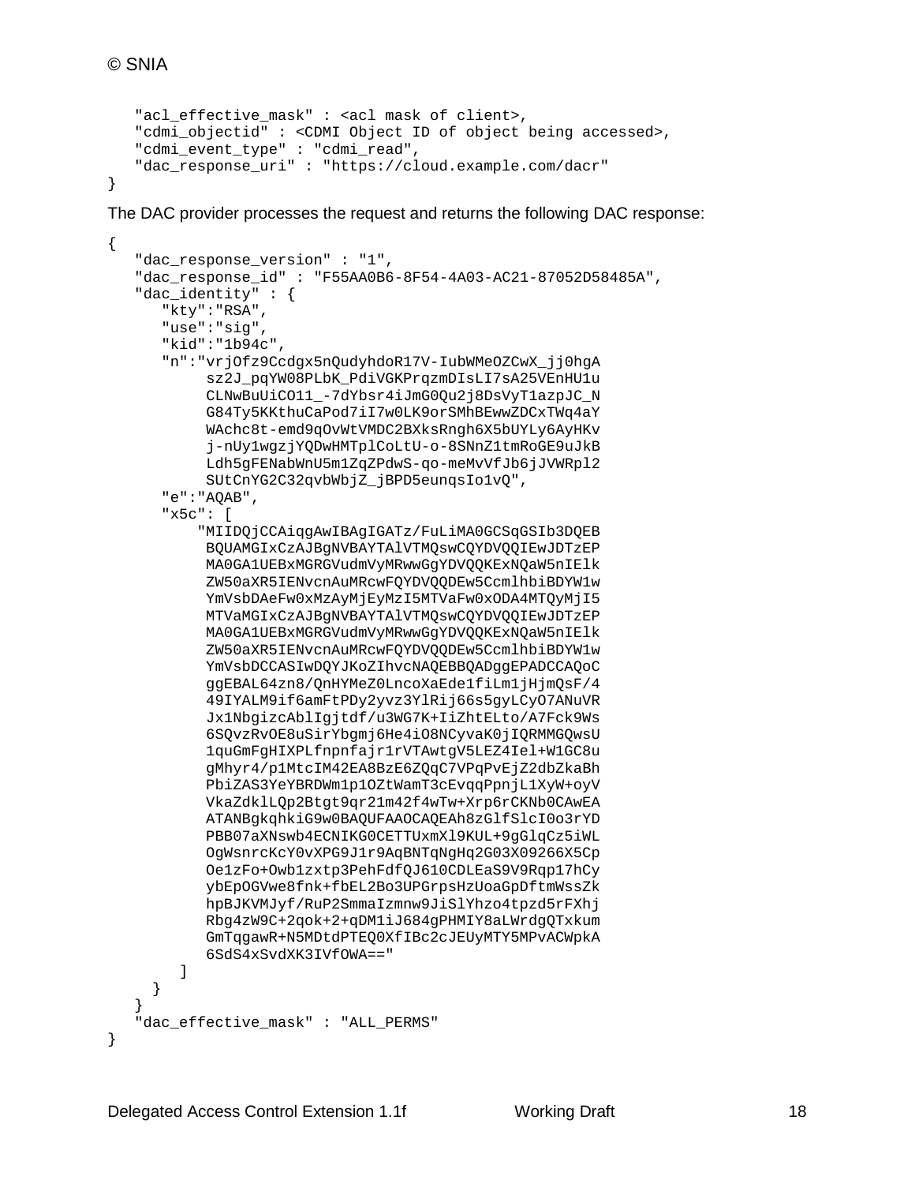```
    "acl_effective_mask" : <acl mask of client>,
    "cdmi_objectid" : <CDMI Object ID of object being accessed>,
    "cdmi_event_type" : "cdmi_read",
    "dac_response_uri" : "https://cloud.example.com/dacr"
}
```

The DAC provider processes the request and returns the following DAC response:

```
{
    "dac_response_version" : "1",
    "dac_response_id" : "F55AA0B6-8F54-4A03-AC21-87052D58485A",
    "dac_identity" : {
        "kty":"RSA",
        "use":"sig",
        "kid":"1b94c",
        "n":"vrjOfz9Ccdgx5nQudyhdoR17V-IubWMeOZCwX_jj0hgA
              sz2J_pqYW08PLbK_PdiVGKPrqzmDIsLI7sA25VEnHU1u
              CLNwBuUiCO11_-7dYbsr4iJmG0Qu2j8DsVyT1azpJC_N
              G84Ty5KKthuCaPod7iI7w0LK9orSMhBEwwZDCxTWq4aY
              WAchc8t-emd9qOvWtVMDC2BXksRngh6X5bUYLy6AyHKv
              j-nUy1wgzjYQDwHMTplCoLtU-o-8SNnZ1tmRoGE9uJkB
              Ldh5gFENabWnU5m1ZqZPdwS-qo-meMvVfJb6jJVWRpl2
              SUtCnYG2C32qvbWbjZ_jBPD5eunqsIo1vQ",
        "e":"AQAB",
        "x5c": [
             "MIIDQjCCAiqgAwIBAgIGATz/FuLiMA0GCSqGSIb3DQEB
              BQUAMGIxCzAJBgNVBAYTAlVTMQswCQYDVQQIEwJDTzEP
              MA0GA1UEBxMGRGVudmVyMRwwGgYDVQQKExNQaW5nIElk
              ZW50aXR5IENvcnAuMRcwFQYDVQQDEw5CcmlhbiBDYW1w
              YmVsbDAeFw0xMzAyMjEyMzI5MTVaFw0xODA4MTQyMjI5
              MTVaMGIxCzAJBgNVBAYTAlVTMQswCQYDVQQIEwJDTzEP
              MA0GA1UEBxMGRGVudmVyMRwwGgYDVQQKExNQaW5nIElk
              ZW50aXR5IENvcnAuMRcwFQYDVQQDEw5CcmlhbiBDYW1w
              YmVsbDCCASIwDQYJKoZIhvcNAQEBBQADggEPADCCAQoC
              ggEBAL64zn8/QnHYMeZ0LncoXaEde1fiLm1jHjmQsF/4
              49IYALM9if6amFtPDy2yvz3YlRij66s5gyLCyO7ANuVR
              Jx1NbgizcAblIgjtdf/u3WG7K+IiZhtELto/A7Fck9Ws
              6SQvzRvOE8uSirYbgmj6He4iO8NCyvaK0jIQRMMGQwsU
              1quGmFgHIXPLfnpnfajr1rVTAwtgV5LEZ4Iel+W1GC8u
              gMhyr4/p1MtcIM42EA8BzE6ZQqC7VPqPvEjZ2dbZkaBh
              PbiZAS3YeYBRDWm1p1OZtWamT3cEvqqPpnjL1XyW+oyV
              VkaZdklLQp2Btgt9qr21m42f4wTw+Xrp6rCKNb0CAwEA
              ATANBgkqhkiG9w0BAQUFAAOCAQEAh8zGlfSlcI0o3rYD
              PBB07aXNswb4ECNIKG0CETTUxmXl9KUL+9gGlqCz5iWL
              OgWsnrcKcY0vXPG9J1r9AqBNTqNgHq2G03X09266X5Cp
              Oe1zFo+Owb1zxtp3PehFdfQJ610CDLEaS9V9Rqp17hCy
              ybEpOGVwe8fnk+fbEL2Bo3UPGrpsHzUoaGpDftmWssZk
              hpBJKVMJyf/RuP2SmmaIzmnw9JiSlYhzo4tpzd5rFXhj
              Rbg4zW9C+2qok+2+qDM1iJ684gPHMIY8aLWrdgQTxkum
              GmTqgawR+N5MDtdPTEQ0XfIBc2cJEUyMTY5MPvACWpkA
              6SdS4xSvdXK3IVfOWA=="
        ]
     }
   }
    "dac_effective_mask" : "ALL_PERMS"
}
```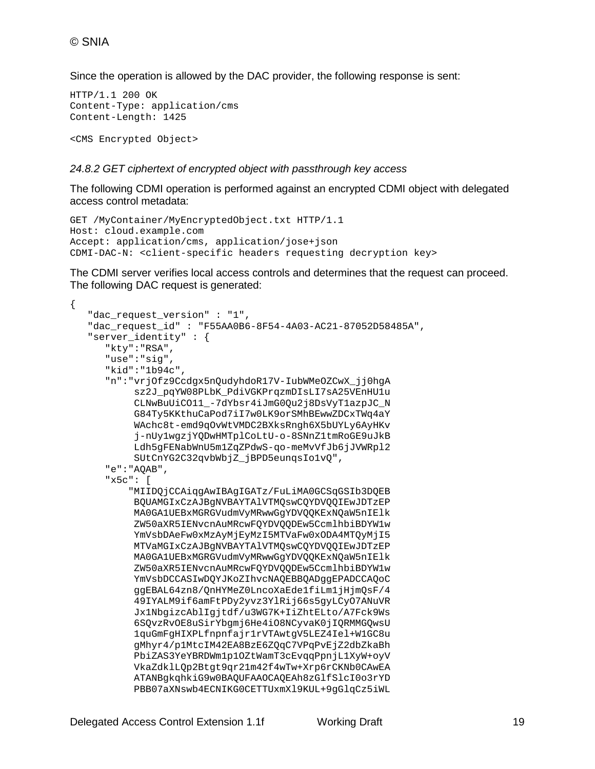Since the operation is allowed by the DAC provider, the following response is sent:

```
HTTP/1.1 200 OK
Content-Type: application/cms
Content-Length: 1425

<CMS Encrypted Object>
```

### *24.8.2 GET ciphertext of encrypted object with passthrough key access*

The following CDMI operation is performed against an encrypted CDMI object with delegated access control metadata:

```
GET /MyContainer/MyEncryptedObject.txt HTTP/1.1
Host: cloud.example.com
Accept: application/cms, application/jose+json
CDMI-DAC-N: <client-specific headers requesting decryption key>
```

The CDMI server verifies local access controls and determines that the request can proceed. The following DAC request is generated:

```
{
   "dac_request_version" : "1",
   "dac_request_id" : "F55AA0B6-8F54-4A03-AC21-87052D58485A",
   "server_identity" : {
      "kty":"RSA",
      "use":"sig",
      "kid":"1b94c",
      "n":"vrjOfz9Ccdgx5nQudyhdoR17V-IubWMeOZCwX_jj0hgA
           sz2J_pqYW08PLbK_PdiVGKPrqzmDIsLI7sA25VEnHU1u
           CLNwBuUiCO11_-7dYbsr4iJmG0Qu2j8DsVyT1azpJC_N
           G84Ty5KKthuCaPod7iI7w0LK9orSMhBEwwZDCxTWq4aY
           WAchc8t-emd9qOvWtVMDC2BXksRngh6X5bUYLy6AyHKv
           j-nUy1wgzjYQDwHMTplCoLtU-o-8SNnZ1tmRoGE9uJkB
           Ldh5gFENabWnU5m1ZqZPdwS-qo-meMvVfJb6jJVWRpl2
           SUtCnYG2C32qvbWbjZ_jBPD5eunqsIo1vQ",
      "e":"AQAB",
      "x5c": [
          "MIIDQjCCAiqgAwIBAgIGATz/FuLiMA0GCSqGSIb3DQEB
           BQUAMGIxCzAJBgNVBAYTAlVTMQswCQYDVQQIEwJDTzEP
           MA0GA1UEBxMGRGVudmVyMRwwGgYDVQQKExNQaW5nIElk
           ZW50aXR5IENvcnAuMRcwFQYDVQQDEw5CcmlhbiBDYW1w
           YmVsbDAeFw0xMzAyMjEyMzI5MTVaFw0xODA4MTQyMjI5
           MTVaMGIxCzAJBgNVBAYTAlVTMQswCQYDVQQIEwJDTzEP
           MA0GA1UEBxMGRGVudmVyMRwwGgYDVQQKExNQaW5nIElk
           ZW50aXR5IENvcnAuMRcwFQYDVQQDEw5CcmlhbiBDYW1w
           YmVsbDCCASIwDQYJKoZIhvcNAQEBBQADggEPADCCAQoC
           ggEBAL64zn8/QnHYMeZ0LncoXaEde1fiLm1jHjmQsF/4
           49IYALM9if6amFtPDy2yvz3YlRij66s5gyLCyO7ANuVR
           Jx1NbgizcAblIgjtdf/u3WG7K+IiZhtELto/A7Fck9Ws
           6SQvzRvOE8uSirYbgmj6He4iO8NCyvaK0jIQRMMGQwsU
           1quGmFgHIXPLfnpnfajr1rVTAwtgV5LEZ4Iel+W1GC8u
           gMhyr4/p1MtcIM42EA8BzE6ZQqC7VPqPvEjZ2dbZkaBh
           PbiZAS3YeYBRDWm1p1OZtWamT3cEvqqPpnjL1XyW+oyV
           VkaZdklLQp2Btgt9qr21m42f4wTw+Xrp6rCKNb0CAwEA
           ATANBgkqhkiG9w0BAQUFAAOCAQEAh8zGlfSlcI0o3rYD
           PBB07aXNswb4ECNIKG0CETTUxmXl9KUL+9gGlqCz5iWL
```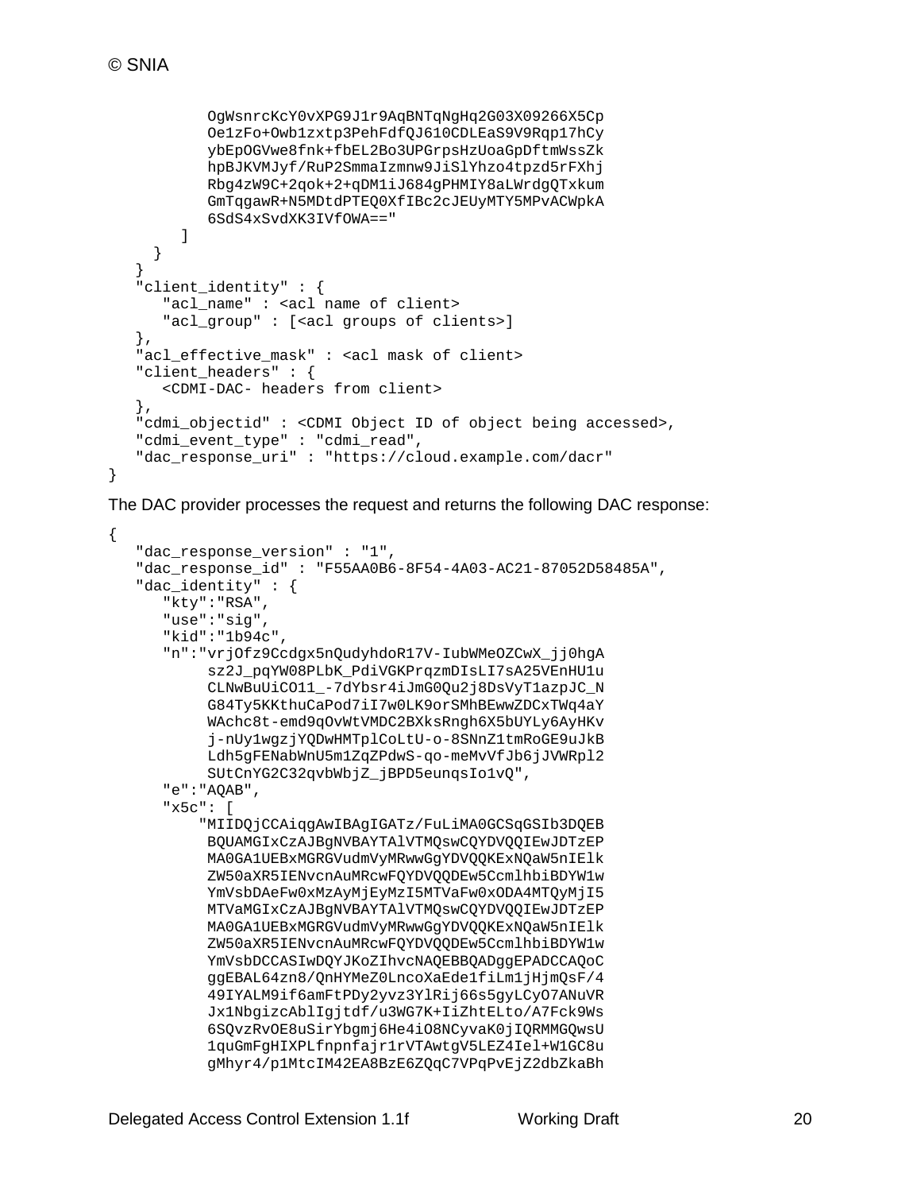```
           OgWsnrcKcY0vXPG9J1r9AqBNTqNgHq2G03X09266X5Cp
           Oe1zFo+Owb1zxtp3PehFdfQJ610CDLEaS9V9Rqp17hCy
           ybEpOGVwe8fnk+fbEL2Bo3UPGrpsHzUoaGpDftmWssZk
           hpBJKVMJyf/RuP2SmmaIzmnw9JiSlYhzo4tpzd5rFXhj
           Rbg4zW9C+2qok+2+qDM1iJ684gPHMIY8aLWrdgQTxkum
           GmTqgawR+N5MDtdPTEQ0XfIBc2cJEUyMTY5MPvACWpkA
           6SdS4xSvdXK3IVfOWA=="
        ]
     }
   }
   "client_identity" : {
      "acl_name" : <acl name of client>
      "acl_group" : [<acl groups of clients>]
   },
   "acl_effective_mask" : <acl mask of client>
   "client_headers" : {
      <CDMI-DAC- headers from client>
   },
   "cdmi_objectid" : <CDMI Object ID of object being accessed>,
   "cdmi_event_type" : "cdmi_read",
   "dac_response_uri" : "https://cloud.example.com/dacr"
}
```

The DAC provider processes the request and returns the following DAC response:

```
{
   "dac_response_version" : "1",
   "dac_response_id" : "F55AA0B6-8F54-4A03-AC21-87052D58485A",
   "dac_identity" : {
      "kty":"RSA",
      "use":"sig",
      "kid":"1b94c",
      "n":"vrjOfz9Ccdgx5nQudyhdoR17V-IubWMeOZCwX_jj0hgA
           sz2J_pqYW08PLbK_PdiVGKPrqzmDIsLI7sA25VEnHU1u
           CLNwBuUiCO11_-7dYbsr4iJmG0Qu2j8DsVyT1azpJC_N
           G84Ty5KKthuCaPod7iI7w0LK9orSMhBEwwZDCxTWq4aY
           WAchc8t-emd9qOvWtVMDC2BXksRngh6X5bUYLy6AyHKv
           j-nUy1wgzjYQDwHMTplCoLtU-o-8SNnZ1tmRoGE9uJkB
           Ldh5gFENabWnU5m1ZqZPdwS-qo-meMvVfJb6jJVWRpl2
           SUtCnYG2C32qvbWbjZ_jBPD5eunqsIo1vQ",
      "e":"AQAB",
      "x5c": [
          "MIIDQjCCAiqgAwIBAgIGATz/FuLiMA0GCSqGSIb3DQEB
           BQUAMGIxCzAJBgNVBAYTAlVTMQswCQYDVQQIEwJDTzEP
           MA0GA1UEBxMGRGVudmVyMRwwGgYDVQQKExNQaW5nIElk
           ZW50aXR5IENvcnAuMRcwFQYDVQQDEw5CcmlhbiBDYW1w
           YmVsbDAeFw0xMzAyMjEyMzI5MTVaFw0xODA4MTQyMjI5
           MTVaMGIxCzAJBgNVBAYTAlVTMQswCQYDVQQIEwJDTzEP
           MA0GA1UEBxMGRGVudmVyMRwwGgYDVQQKExNQaW5nIElk
           ZW50aXR5IENvcnAuMRcwFQYDVQQDEw5CcmlhbiBDYW1w
           YmVsbDCCASIwDQYJKoZIhvcNAQEBBQADggEPADCCAQoC
           ggEBAL64zn8/QnHYMeZ0LncoXaEde1fiLm1jHjmQsF/4
           49IYALM9if6amFtPDy2yvz3YlRij66s5gyLCyO7ANuVR
           Jx1NbgizcAblIgjtdf/u3WG7K+IiZhtELto/A7Fck9Ws
           6SQvzRvOE8uSirYbgmj6He4iO8NCyvaK0jIQRMMGQwsU
           1quGmFgHIXPLfnpnfajr1rVTAwtgV5LEZ4Iel+W1GC8u
           gMhyr4/p1MtcIM42EA8BzE6ZQqC7VPqPvEjZ2dbZkaBh
```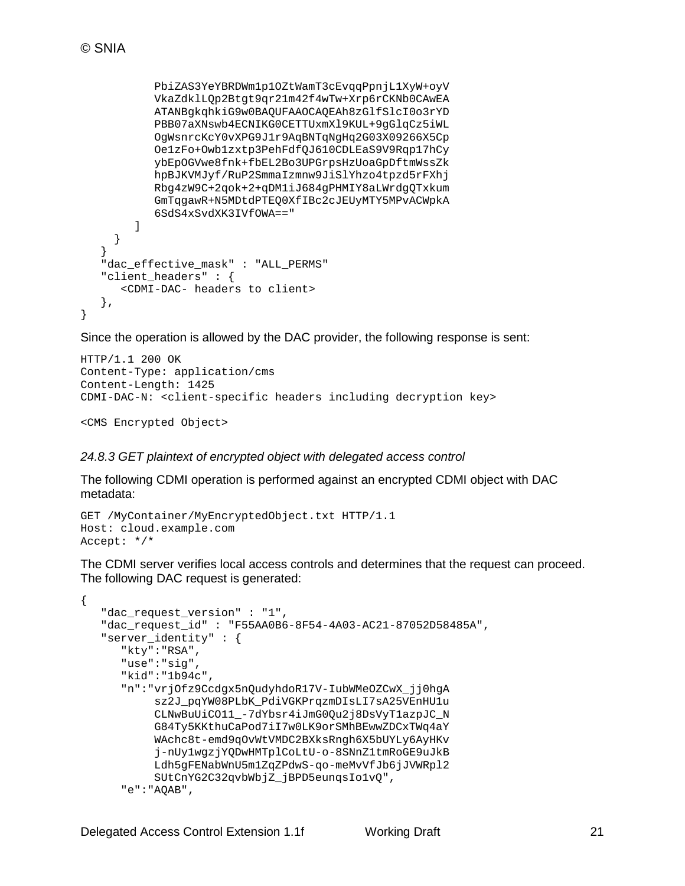```
          PbiZAS3YeYBRDWm1p1OZtWamT3cEvqqPpnjL1XyW+oyV
          VkaZdklLQp2Btgt9qr21m42f4wTw+Xrp6rCKNb0CAwEA
          ATANBgkqhkiG9w0BAQUFAAOCAQEAh8zGlfSlcI0o3rYD
          PBB07aXNswb4ECNIKG0CETTUxmXl9KUL+9gGlqCz5iWL
          OgWsnrcKcY0vXPG9J1r9AqBNTqNgHq2G03X09266X5Cp
          Oe1zFo+Owb1zxtp3PehFdfQJ610CDLEaS9V9Rqp17hCy
          ybEpOGVwe8fnk+fbEL2Bo3UPGrpsHzUoaGpDftmWssZk
          hpBJKVMJyf/RuP2SmmaIzmnw9JiSlYhzo4tpzd5rFXhj
          Rbg4zW9C+2qok+2+qDM1iJ684gPHMIY8aLWrdgQTxkum
          GmTqgawR+N5MDtdPTEQ0XfIBc2cJEUyMTY5MPvACWpkA
          6SdS4xSvdXK3IVfOWA=="
        ]
      }
   }
   "dac_effective_mask" : "ALL_PERMS"
   "client_headers" : {
      <CDMI-DAC- headers to client>
   },
}
```

Since the operation is allowed by the DAC provider, the following response is sent:

```
HTTP/1.1 200 OK
Content-Type: application/cms
Content-Length: 1425
CDMI-DAC-N: <client-specific headers including decryption key>

<CMS Encrypted Object>
```

### *24.8.3 GET plaintext of encrypted object with delegated access control*

The following CDMI operation is performed against an encrypted CDMI object with DAC metadata:

```
GET /MyContainer/MyEncryptedObject.txt HTTP/1.1
Host: cloud.example.com
Accept: */*
```

The CDMI server verifies local access controls and determines that the request can proceed. The following DAC request is generated:

```
{
   "dac_request_version" : "1",
   "dac_request_id" : "F55AA0B6-8F54-4A03-AC21-87052D58485A",
   "server_identity" : {
      "kty":"RSA",
      "use":"sig",
      "kid":"1b94c",
      "n":"vrjOfz9Ccdgx5nQudyhdoR17V-IubWMeOZCwX_jj0hgA
          sz2J_pqYW08PLbK_PdiVGKPrqzmDIsLI7sA25VEnHU1u
          CLNwBuUiCO11_-7dYbsr4iJmG0Qu2j8DsVyT1azpJC_N
          G84Ty5KKthuCaPod7iI7w0LK9orSMhBEwwZDCxTWq4aY
          WAchc8t-emd9qOvWtVMDC2BXksRngh6X5bUYLy6AyHKv
          j-nUy1wgzjYQDwHMTplCoLtU-o-8SNnZ1tmRoGE9uJkB
          Ldh5gFENabWnU5m1ZqZPdwS-qo-meMvVfJb6jJVWRpl2
          SUtCnYG2C32qvbWbjZ_jBPD5eunqsIo1vQ",
      "e":"AQAB",
```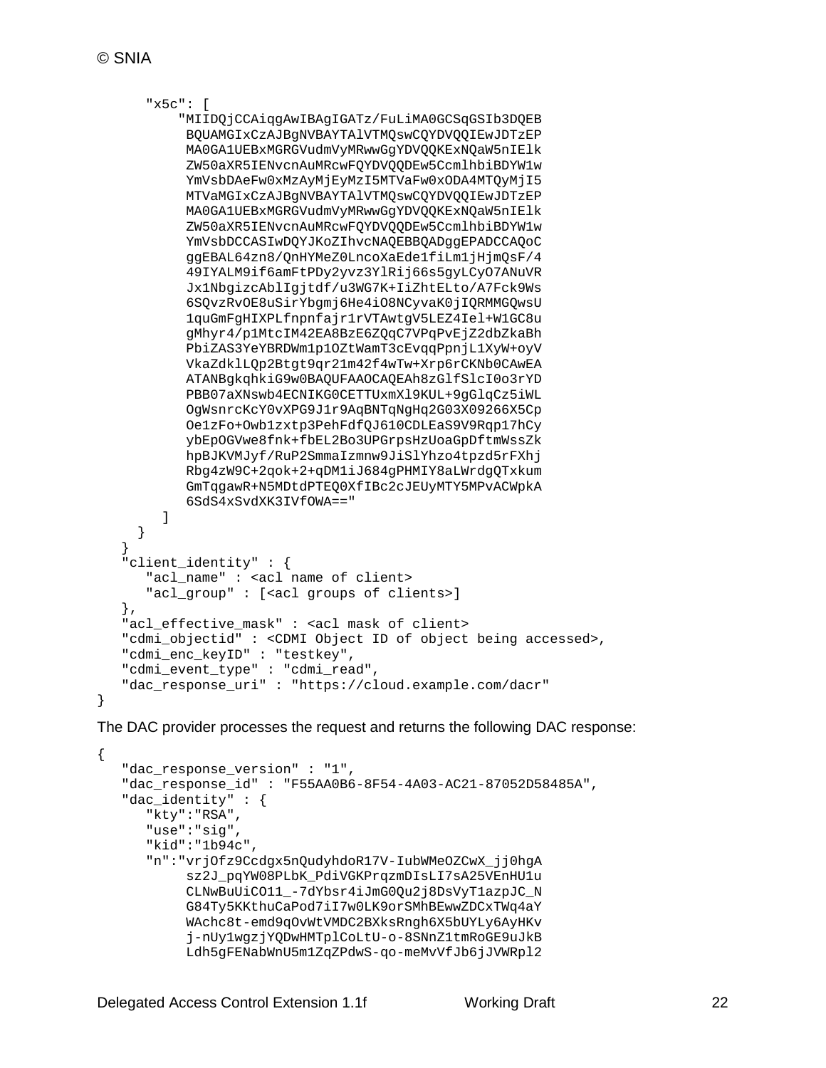```
      "x5c": [
          "MIIDQjCCAiqgAwIBAgIGATz/FuLiMA0GCSqGSIb3DQEB
           BQUAMGIxCzAJBgNVBAYTAlVTMQswCQYDVQQIEwJDTzEP
           MA0GA1UEBxMGRGVudmVyMRwwGgYDVQQKExNQaW5nIElk
           ZW50aXR5IENvcnAuMRcwFQYDVQQDEw5CcmlhbiBDYW1w
           YmVsbDAeFw0xMzAyMjEyMzI5MTVaFw0xODA4MTQyMjI5
           MTVaMGIxCzAJBgNVBAYTAlVTMQswCQYDVQQIEwJDTzEP
           MA0GA1UEBxMGRGVudmVyMRwwGgYDVQQKExNQaW5nIElk
           ZW50aXR5IENvcnAuMRcwFQYDVQQDEw5CcmlhbiBDYW1w
           YmVsbDCCASIwDQYJKoZIhvcNAQEBBQADggEPADCCAQoC
           ggEBAL64zn8/QnHYMeZ0LncoXaEde1fiLm1jHjmQsF/4
           49IYALM9if6amFtPDy2yvz3YlRij66s5gyLCyO7ANuVR
           Jx1NbgizcAblIgjtdf/u3WG7K+IiZhtELto/A7Fck9Ws
           6SQvzRvOE8uSirYbgmj6He4iO8NCyvaK0jIQRMMGQwsU
           1quGmFgHIXPLfnpnfajr1rVTAwtgV5LEZ4Iel+W1GC8u
           gMhyr4/p1MtcIM42EA8BzE6ZQqC7VPqPvEjZ2dbZkaBh
           PbiZAS3YeYBRDWm1p1OZtWamT3cEvqqPpnjL1XyW+oyV
           VkaZdklLQp2Btgt9qr21m42f4wTw+Xrp6rCKNb0CAwEA
           ATANBgkqhkiG9w0BAQUFAAOCAQEAh8zGlfSlcI0o3rYD
           PBB07aXNswb4ECNIKG0CETTUxmXl9KUL+9gGlqCz5iWL
           OgWsnrcKcY0vXPG9J1r9AqBNTqNgHq2G03X09266X5Cp
           Oe1zFo+Owb1zxtp3PehFdfQJ610CDLEaS9V9Rqp17hCy
           ybEpOGVwe8fnk+fbEL2Bo3UPGrpsHzUoaGpDftmWssZk
           hpBJKVMJyf/RuP2SmmaIzmnw9JiSlYhzo4tpzd5rFXhj
           Rbg4zW9C+2qok+2+qDM1iJ684gPHMIY8aLWrdgQTxkum
           GmTqgawR+N5MDtdPTEQ0XfIBc2cJEUyMTY5MPvACWpkA
           6SdS4xSvdXK3IVfOWA=="
        ]
    }
  }
  "client_identity" : {
      "acl_name" : <acl name of client>
      "acl_group" : [<acl groups of clients>]
  },
  "acl_effective_mask" : <acl mask of client>
  "cdmi_objectid" : <CDMI Object ID of object being accessed>,
  "cdmi_enc_keyID" : "testkey",
  "cdmi_event_type" : "cdmi_read",
  "dac_response_uri" : "https://cloud.example.com/dacr"
}
```

The DAC provider processes the request and returns the following DAC response:

```
{
  "dac_response_version" : "1",
  "dac_response_id" : "F55AA0B6-8F54-4A03-AC21-87052D58485A",
  "dac_identity" : {
      "kty":"RSA",
      "use":"sig",
      "kid":"1b94c",
      "n":"vrjOfz9Ccdgx5nQudyhdoR17V-IubWMeOZCwX_jj0hgA
           sz2J_pqYW08PLbK_PdiVGKPrqzmDIsLI7sA25VEnHU1u
           CLNwBuUiCO11_-7dYbsr4iJmG0Qu2j8DsVyT1azpJC_N
           G84Ty5KKthuCaPod7iI7w0LK9orSMhBEwwZDCxTWq4aY
           WAchc8t-emd9qOvWtVMDC2BXksRngh6X5bUYLy6AyHKv
           j-nUy1wgzjYQDwHMTplCoLtU-o-8SNnZ1tmRoGE9uJkB
           Ldh5gFENabWnU5m1ZqZPdwS-qo-meMvVfJb6jJVWRpl2
```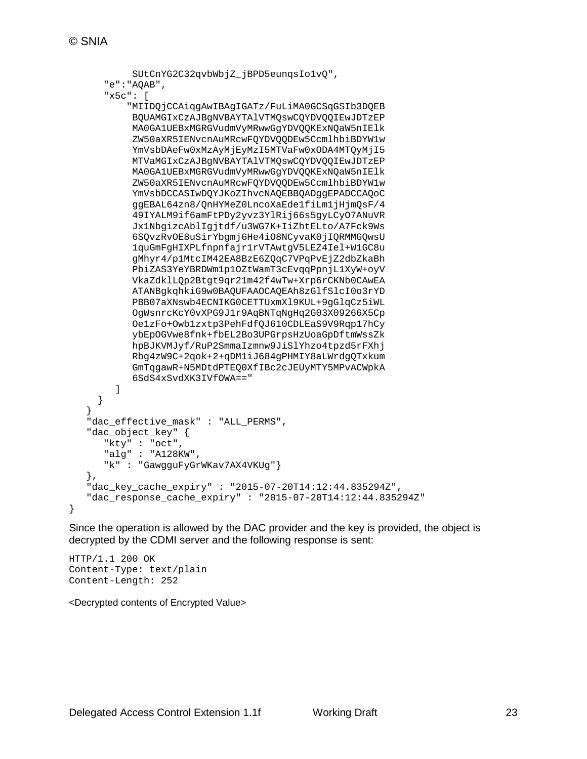```
            SUtCnYG2C32qvbWbjZ_jBPD5eunqsIo1vQ",
       "e":"AQAB",
       "x5c": [
           "MIIDQjCCAiqgAwIBAgIGATz/FuLiMA0GCSqGSIb3DQEB
            BQUAMGIxCzAJBgNVBAYTAlVTMQswCQYDVQQIEwJDTzEP
            MA0GA1UEBxMGRGVudmVyMRwwGgYDVQQKExNQaW5nIElk
            ZW50aXR5IENvcnAuMRcwFQYDVQQDEw5CcmlhbiBDYW1w
            YmVsbDAeFw0xMzAyMjEyMzI5MTVaFw0xODA4MTQyMjI5
            MTVaMGIxCzAJBgNVBAYTAlVTMQswCQYDVQQIEwJDTzEP
            MA0GA1UEBxMGRGVudmVyMRwwGgYDVQQKExNQaW5nIElk
            ZW50aXR5IENvcnAuMRcwFQYDVQQDEw5CcmlhbiBDYW1w
            YmVsbDCCASIwDQYJKoZIhvcNAQEBBQADggEPADCCAQoC
            ggEBAL64zn8/QnHYMeZ0LncoXaEde1fiLm1jHjmQsF/4
            49IYALM9if6amFtPDy2yvz3YlRij66s5gyLCyO7ANuVR
            Jx1NbgizcAblIgjtdf/u3WG7K+IiZhtELto/A7Fck9Ws
            6SQvzRvOE8uSirYbgmj6He4iO8NCyvaK0jIQRMMGQwsU
            1quGmFgHIXPLfnpnfajr1rVTAwtgV5LEZ4Iel+W1GC8u
            gMhyr4/p1MtcIM42EA8BzE6ZQqC7VPqPvEjZ2dbZkaBh
            PbiZAS3YeYBRDWm1p1OZtWamT3cEvqqPpnjL1XyW+oyV
            VkaZdklLQp2Btgt9qr21m42f4wTw+Xrp6rCKNb0CAwEA
            ATANBgkqhkiG9w0BAQUFAAOCAQEAh8zGlfSlcI0o3rYD
            PBB07aXNswb4ECNIKG0CETTUxmXl9KUL+9gGlqCz5iWL
            OgWsnrcKcY0vXPG9J1r9AqBNTqNgHq2G03X09266X5Cp
            Oe1zFo+Owb1zxtp3PehFdfQJ610CDLEaS9V9Rqp17hCy
            ybEpOGVwe8fnk+fbEL2Bo3UPGrpsHzUoaGpDftmWssZk
            hpBJKVMJyf/RuP2SmmaIzmnw9JiSlYhzo4tpzd5rFXhj
            Rbg4zW9C+2qok+2+qDM1iJ684gPHMIY8aLWrdgQTxkum
            GmTqgawR+N5MDtdPTEQ0XfIBc2cJEUyMTY5MPvACWpkA
            6SdS4xSvdXK3IVfOWA=="
         ]
     }
   }
   "dac_effective_mask" : "ALL_PERMS",
   "dac_object_key" {
      "kty" : "oct",
      "alg" : "A128KW",
      "k" : "GawgguFyGrWKav7AX4VKUg"}
   },
   "dac_key_cache_expiry" : "2015-07-20T14:12:44.835294Z",
   "dac_response_cache_expiry" : "2015-07-20T14:12:44.835294Z"
}
```

Since the operation is allowed by the DAC provider and the key is provided, the object is decrypted by the CDMI server and the following response is sent:

```
HTTP/1.1 200 OK
Content-Type: text/plain
Content-Length: 252
```

<Decrypted contents of Encrypted Value>